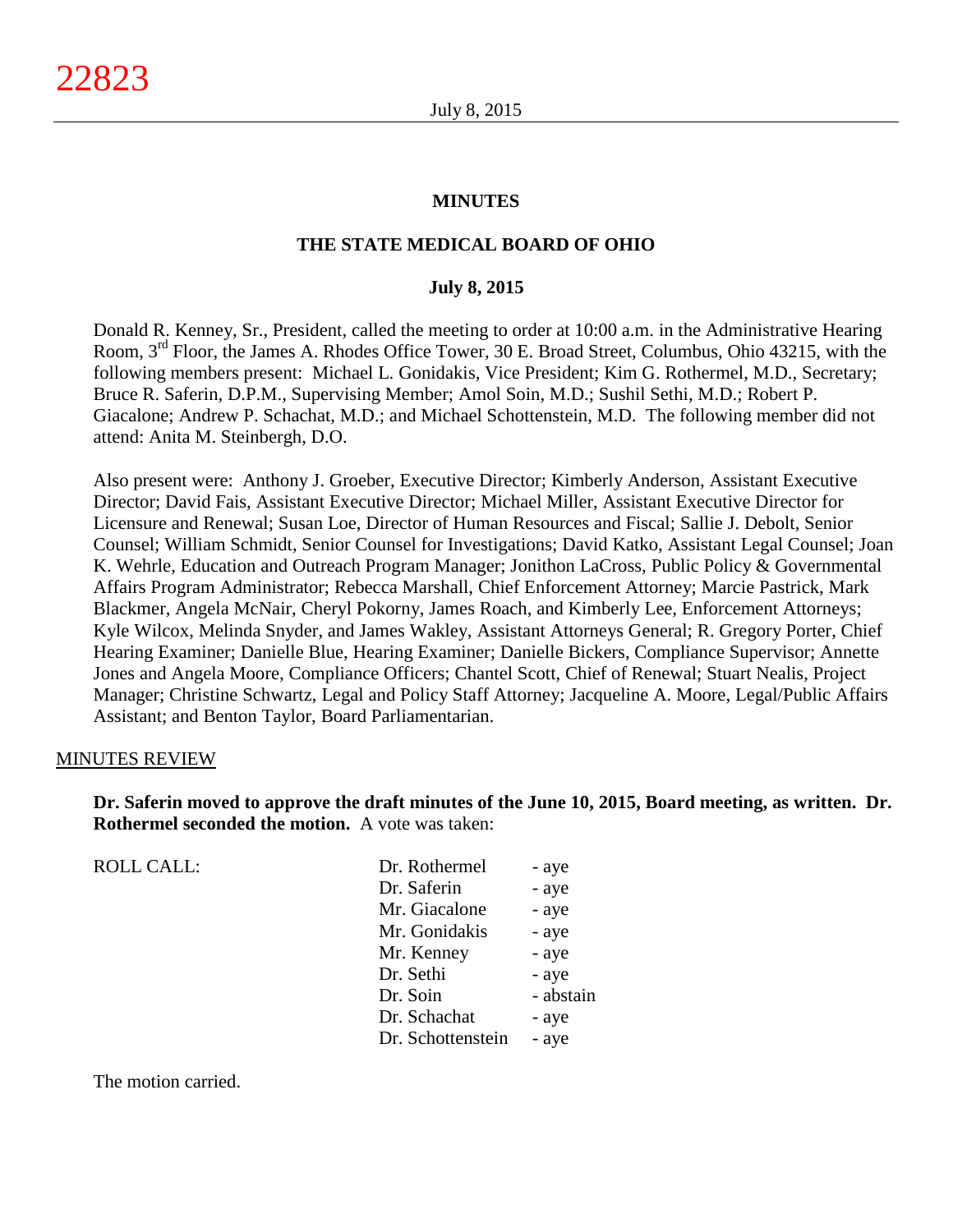# MINUTES

## THE STATE MEDICAL BOARD OF OHIO

### July 8, 2015

Donald R. Kenney, Sr., President, called the meeting to order at 10:00 a.m. in the Administrative Hearing Room, 3rd Floor, the James A. Rhodes Office Tower, 30 E. Broad Street, Columbus, Ohio 43215, with the following members present: Michael L. Gonidakis, Vice President; Kim G. Rothermel, M.D., Secretary; Bruce R. Saferin, D.P.M., Supervising Member; Amol Soin, M.D.; Sushil Sethi, M.D.; Robert P. Giacalone; Andrew P. Schachat, M.D.; and Michael Schottenstein, M.D. The following member did not attend: Anita M. Steinbergh, D.O.

Also present were: Anthony J. Groeber, Executive Director; Kimberly Anderson, Assistant Executive Director; David Fais, Assistant Executive Director; Michael Miller, Assistant Executive Director for Licensure and Renewal; Susan Loe, Director of Human Resources and Fiscal; Sallie J. Debolt, Senior Counsel; William Schmidt, Senior Counsel for Investigations; David Katko, Assistant Legal Counsel; Joan K. Wehrle, Education and Outreach Program Manager; Jonithon LaCross, Public Policy & Governmental Affairs Program Administrator; Rebecca Marshall, Chief Enforcement Attorney; Marcie Pastrick, Mark Blackmer, Angela McNair, Cheryl Pokorny, James Roach, and Kimberly Lee, Enforcement Attorneys; Kyle Wilcox, Melinda Snyder, and James Wakley, Assistant Attorneys General; R. Gregory Porter, Chief Hearing Examiner; Danielle Blue, Hearing Examiner; Danielle Bickers, Compliance Supervisor; Annette Jones and Angela Moore, Compliance Officers; Chantel Scott, Chief of Renewal; Stuart Nealis, Project Manager; Christine Schwartz, Legal and Policy Staff Attorney; Jacqueline A. Moore, Legal/Public Affairs Assistant; and Benton Taylor, Board Parliamentarian.

MINUTES REVIEW

**Dr. Saferin moved to approve the draft minutes of the June 10, 2015, Board meeting, as written. Dr. Rothermel seconded the motion.** A vote was taken:

| ROLL CALL: | | |
|---|---|---|
| | Dr. Rothermel | - aye |
| | Dr. Saferin | - aye |
| | Mr. Giacalone | - aye |
| | Mr. Gonidakis | - aye |
| | Mr. Kenney | - aye |
| | Dr. Sethi | - aye |
| | Dr. Soin | - abstain |
| | Dr. Schachat | - aye |
| | Dr. Schottenstein | - aye |

The motion carried.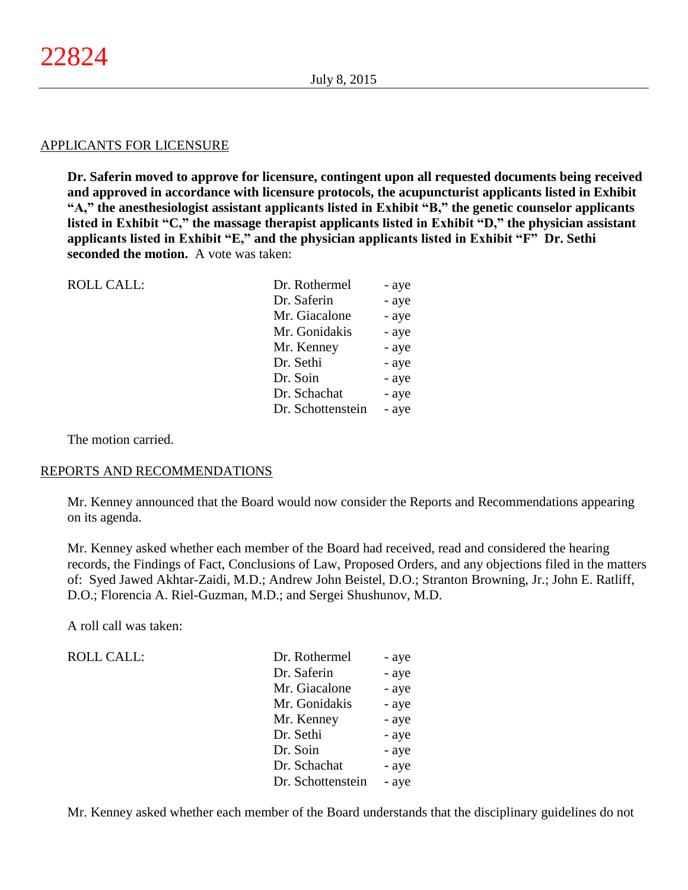APPLICANTS FOR LICENSURE

**Dr. Saferin moved to approve for licensure, contingent upon all requested documents being received and approved in accordance with licensure protocols, the acupuncturist applicants listed in Exhibit "A," the anesthesiologist assistant applicants listed in Exhibit "B," the genetic counselor applicants listed in Exhibit "C," the massage therapist applicants listed in Exhibit "D," the physician assistant applicants listed in Exhibit "E," and the physician applicants listed in Exhibit "F" Dr. Sethi seconded the motion.** A vote was taken:

| ROLL CALL: | Dr. Rothermel | - aye |
|---|---|---|
| | Dr. Saferin | - aye |
| | Mr. Giacalone | - aye |
| | Mr. Gonidakis | - aye |
| | Mr. Kenney | - aye |
| | Dr. Sethi | - aye |
| | Dr. Soin | - aye |
| | Dr. Schachat | - aye |
| | Dr. Schottenstein | - aye |

The motion carried.

REPORTS AND RECOMMENDATIONS

Mr. Kenney announced that the Board would now consider the Reports and Recommendations appearing on its agenda.

Mr. Kenney asked whether each member of the Board had received, read and considered the hearing records, the Findings of Fact, Conclusions of Law, Proposed Orders, and any objections filed in the matters of: Syed Jawed Akhtar-Zaidi, M.D.; Andrew John Beistel, D.O.; Stranton Browning, Jr.; John E. Ratliff, D.O.; Florencia A. Riel-Guzman, M.D.; and Sergei Shushunov, M.D.

A roll call was taken:

| ROLL CALL: | Dr. Rothermel | - aye |
|---|---|---|
| | Dr. Saferin | - aye |
| | Mr. Giacalone | - aye |
| | Mr. Gonidakis | - aye |
| | Mr. Kenney | - aye |
| | Dr. Sethi | - aye |
| | Dr. Soin | - aye |
| | Dr. Schachat | - aye |
| | Dr. Schottenstein | - aye |

Mr. Kenney asked whether each member of the Board understands that the disciplinary guidelines do not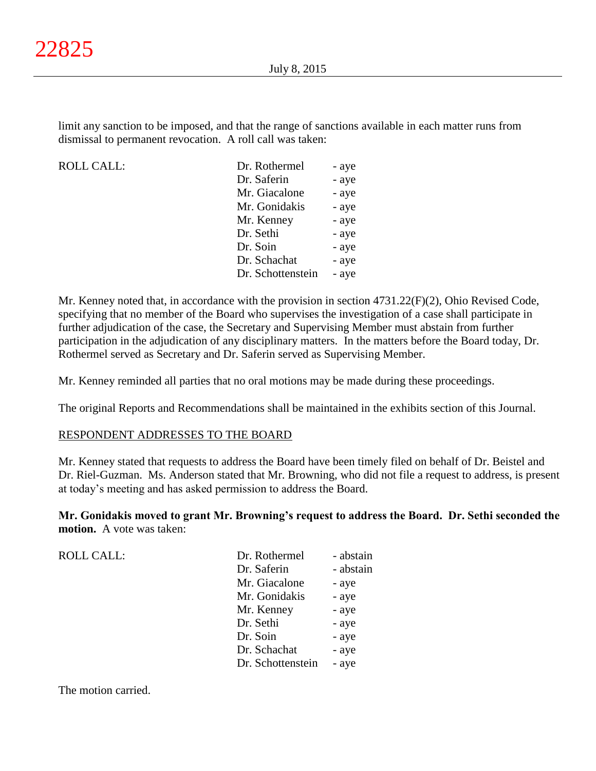limit any sanction to be imposed, and that the range of sanctions available in each matter runs from dismissal to permanent revocation. A roll call was taken:

| ROLL CALL: | | |
|---|---|---|
| | Dr. Rothermel | - aye |
| | Dr. Saferin | - aye |
| | Mr. Giacalone | - aye |
| | Mr. Gonidakis | - aye |
| | Mr. Kenney | - aye |
| | Dr. Sethi | - aye |
| | Dr. Soin | - aye |
| | Dr. Schachat | - aye |
| | Dr. Schottenstein | - aye |

Mr. Kenney noted that, in accordance with the provision in section 4731.22(F)(2), Ohio Revised Code, specifying that no member of the Board who supervises the investigation of a case shall participate in further adjudication of the case, the Secretary and Supervising Member must abstain from further participation in the adjudication of any disciplinary matters. In the matters before the Board today, Dr. Rothermel served as Secretary and Dr. Saferin served as Supervising Member.

Mr. Kenney reminded all parties that no oral motions may be made during these proceedings.

The original Reports and Recommendations shall be maintained in the exhibits section of this Journal.

## RESPONDENT ADDRESSES TO THE BOARD

Mr. Kenney stated that requests to address the Board have been timely filed on behalf of Dr. Beistel and Dr. Riel-Guzman. Ms. Anderson stated that Mr. Browning, who did not file a request to address, is present at today's meeting and has asked permission to address the Board.

**Mr. Gonidakis moved to grant Mr. Browning's request to address the Board. Dr. Sethi seconded the motion.** A vote was taken:

| ROLL CALL: | | |
|---|---|---|
| | Dr. Rothermel | - abstain |
| | Dr. Saferin | - abstain |
| | Mr. Giacalone | - aye |
| | Mr. Gonidakis | - aye |
| | Mr. Kenney | - aye |
| | Dr. Sethi | - aye |
| | Dr. Soin | - aye |
| | Dr. Schachat | - aye |
| | Dr. Schottenstein | - aye |

The motion carried.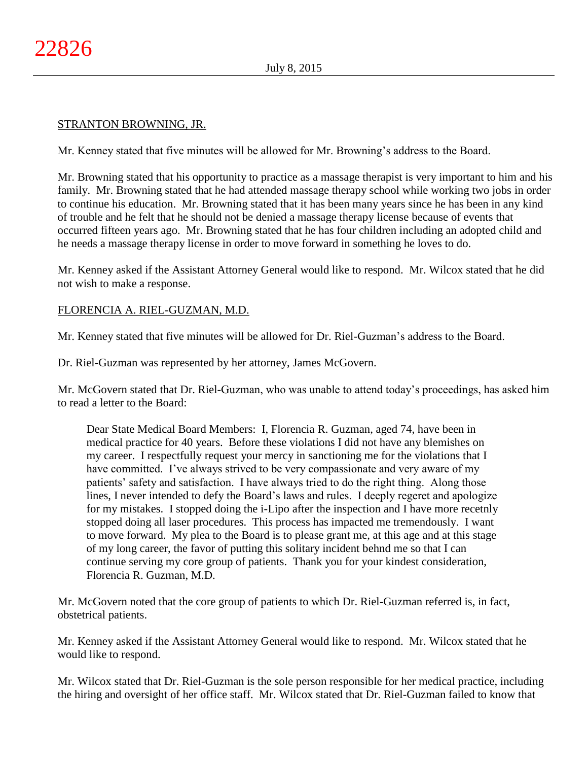STRANTON BROWNING, JR.

Mr. Kenney stated that five minutes will be allowed for Mr. Browning's address to the Board.

Mr. Browning stated that his opportunity to practice as a massage therapist is very important to him and his family. Mr. Browning stated that he had attended massage therapy school while working two jobs in order to continue his education. Mr. Browning stated that it has been many years since he has been in any kind of trouble and he felt that he should not be denied a massage therapy license because of events that occurred fifteen years ago. Mr. Browning stated that he has four children including an adopted child and he needs a massage therapy license in order to move forward in something he loves to do.

Mr. Kenney asked if the Assistant Attorney General would like to respond. Mr. Wilcox stated that he did not wish to make a response.

FLORENCIA A. RIEL-GUZMAN, M.D.

Mr. Kenney stated that five minutes will be allowed for Dr. Riel-Guzman's address to the Board.

Dr. Riel-Guzman was represented by her attorney, James McGovern.

Mr. McGovern stated that Dr. Riel-Guzman, who was unable to attend today's proceedings, has asked him to read a letter to the Board:

> Dear State Medical Board Members: I, Florencia R. Guzman, aged 74, have been in medical practice for 40 years. Before these violations I did not have any blemishes on my career. I respectfully request your mercy in sanctioning me for the violations that I have committed. I've always strived to be very compassionate and very aware of my patients' safety and satisfaction. I have always tried to do the right thing. Along those lines, I never intended to defy the Board's laws and rules. I deeply regeret and apologize for my mistakes. I stopped doing the i-Lipo after the inspection and I have more recetnly stopped doing all laser procedures. This process has impacted me tremendously. I want to move forward. My plea to the Board is to please grant me, at this age and at this stage of my long career, the favor of putting this solitary incident behnd me so that I can continue serving my core group of patients. Thank you for your kindest consideration, Florencia R. Guzman, M.D.

Mr. McGovern noted that the core group of patients to which Dr. Riel-Guzman referred is, in fact, obstetrical patients.

Mr. Kenney asked if the Assistant Attorney General would like to respond. Mr. Wilcox stated that he would like to respond.

Mr. Wilcox stated that Dr. Riel-Guzman is the sole person responsible for her medical practice, including the hiring and oversight of her office staff. Mr. Wilcox stated that Dr. Riel-Guzman failed to know that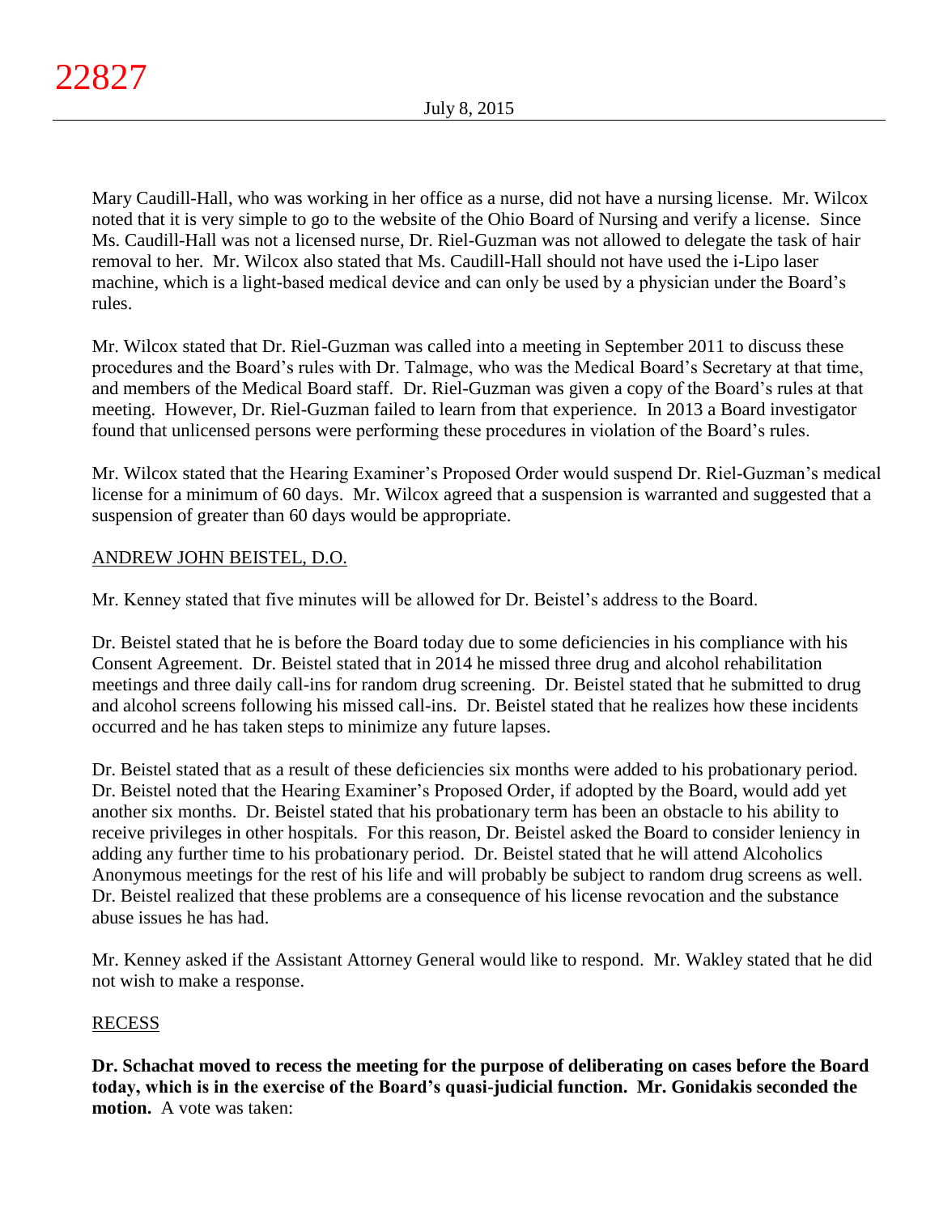Mary Caudill-Hall, who was working in her office as a nurse, did not have a nursing license. Mr. Wilcox noted that it is very simple to go to the website of the Ohio Board of Nursing and verify a license. Since Ms. Caudill-Hall was not a licensed nurse, Dr. Riel-Guzman was not allowed to delegate the task of hair removal to her. Mr. Wilcox also stated that Ms. Caudill-Hall should not have used the i-Lipo laser machine, which is a light-based medical device and can only be used by a physician under the Board's rules.

Mr. Wilcox stated that Dr. Riel-Guzman was called into a meeting in September 2011 to discuss these procedures and the Board's rules with Dr. Talmage, who was the Medical Board's Secretary at that time, and members of the Medical Board staff. Dr. Riel-Guzman was given a copy of the Board's rules at that meeting. However, Dr. Riel-Guzman failed to learn from that experience. In 2013 a Board investigator found that unlicensed persons were performing these procedures in violation of the Board's rules.

Mr. Wilcox stated that the Hearing Examiner's Proposed Order would suspend Dr. Riel-Guzman's medical license for a minimum of 60 days. Mr. Wilcox agreed that a suspension is warranted and suggested that a suspension of greater than 60 days would be appropriate.

## ANDREW JOHN BEISTEL, D.O.

Mr. Kenney stated that five minutes will be allowed for Dr. Beistel's address to the Board.

Dr. Beistel stated that he is before the Board today due to some deficiencies in his compliance with his Consent Agreement. Dr. Beistel stated that in 2014 he missed three drug and alcohol rehabilitation meetings and three daily call-ins for random drug screening. Dr. Beistel stated that he submitted to drug and alcohol screens following his missed call-ins. Dr. Beistel stated that he realizes how these incidents occurred and he has taken steps to minimize any future lapses.

Dr. Beistel stated that as a result of these deficiencies six months were added to his probationary period. Dr. Beistel noted that the Hearing Examiner's Proposed Order, if adopted by the Board, would add yet another six months. Dr. Beistel stated that his probationary term has been an obstacle to his ability to receive privileges in other hospitals. For this reason, Dr. Beistel asked the Board to consider leniency in adding any further time to his probationary period. Dr. Beistel stated that he will attend Alcoholics Anonymous meetings for the rest of his life and will probably be subject to random drug screens as well. Dr. Beistel realized that these problems are a consequence of his license revocation and the substance abuse issues he has had.

Mr. Kenney asked if the Assistant Attorney General would like to respond. Mr. Wakley stated that he did not wish to make a response.

## RECESS

**Dr. Schachat moved to recess the meeting for the purpose of deliberating on cases before the Board today, which is in the exercise of the Board's quasi-judicial function. Mr. Gonidakis seconded the motion.** A vote was taken: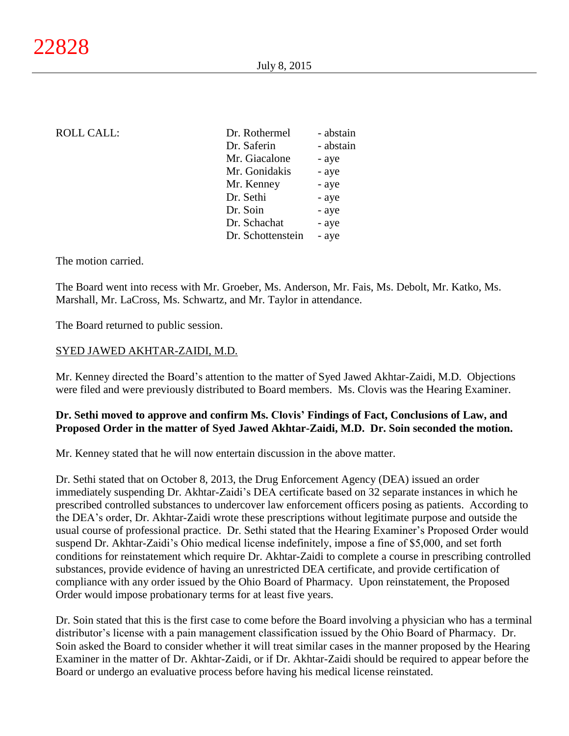ROLL CALL:

| | |
|---|---|
| Dr. Rothermel | - abstain |
| Dr. Saferin | - abstain |
| Mr. Giacalone | - aye |
| Mr. Gonidakis | - aye |
| Mr. Kenney | - aye |
| Dr. Sethi | - aye |
| Dr. Soin | - aye |
| Dr. Schachat | - aye |
| Dr. Schottenstein | - aye |

The motion carried.

The Board went into recess with Mr. Groeber, Ms. Anderson, Mr. Fais, Ms. Debolt, Mr. Katko, Ms. Marshall, Mr. LaCross, Ms. Schwartz, and Mr. Taylor in attendance.

The Board returned to public session.

SYED JAWED AKHTAR-ZAIDI, M.D.

Mr. Kenney directed the Board's attention to the matter of Syed Jawed Akhtar-Zaidi, M.D. Objections were filed and were previously distributed to Board members. Ms. Clovis was the Hearing Examiner.

**Dr. Sethi moved to approve and confirm Ms. Clovis' Findings of Fact, Conclusions of Law, and Proposed Order in the matter of Syed Jawed Akhtar-Zaidi, M.D. Dr. Soin seconded the motion.**

Mr. Kenney stated that he will now entertain discussion in the above matter.

Dr. Sethi stated that on October 8, 2013, the Drug Enforcement Agency (DEA) issued an order immediately suspending Dr. Akhtar-Zaidi's DEA certificate based on 32 separate instances in which he prescribed controlled substances to undercover law enforcement officers posing as patients. According to the DEA's order, Dr. Akhtar-Zaidi wrote these prescriptions without legitimate purpose and outside the usual course of professional practice. Dr. Sethi stated that the Hearing Examiner's Proposed Order would suspend Dr. Akhtar-Zaidi's Ohio medical license indefinitely, impose a fine of $5,000, and set forth conditions for reinstatement which require Dr. Akhtar-Zaidi to complete a course in prescribing controlled substances, provide evidence of having an unrestricted DEA certificate, and provide certification of compliance with any order issued by the Ohio Board of Pharmacy. Upon reinstatement, the Proposed Order would impose probationary terms for at least five years.

Dr. Soin stated that this is the first case to come before the Board involving a physician who has a terminal distributor's license with a pain management classification issued by the Ohio Board of Pharmacy. Dr. Soin asked the Board to consider whether it will treat similar cases in the manner proposed by the Hearing Examiner in the matter of Dr. Akhtar-Zaidi, or if Dr. Akhtar-Zaidi should be required to appear before the Board or undergo an evaluative process before having his medical license reinstated.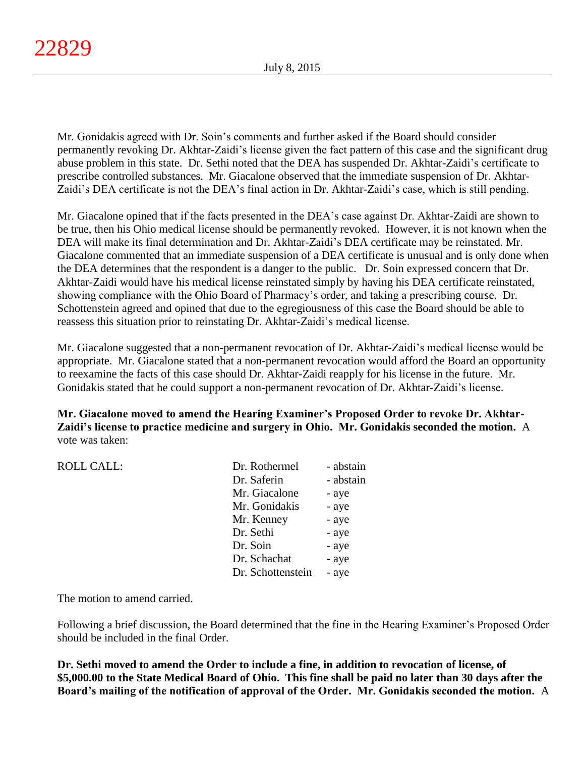Mr. Gonidakis agreed with Dr. Soin's comments and further asked if the Board should consider permanently revoking Dr. Akhtar-Zaidi's license given the fact pattern of this case and the significant drug abuse problem in this state. Dr. Sethi noted that the DEA has suspended Dr. Akhtar-Zaidi's certificate to prescribe controlled substances. Mr. Giacalone observed that the immediate suspension of Dr. Akhtar-Zaidi's DEA certificate is not the DEA's final action in Dr. Akhtar-Zaidi's case, which is still pending.

Mr. Giacalone opined that if the facts presented in the DEA's case against Dr. Akhtar-Zaidi are shown to be true, then his Ohio medical license should be permanently revoked. However, it is not known when the DEA will make its final determination and Dr. Akhtar-Zaidi's DEA certificate may be reinstated. Mr. Giacalone commented that an immediate suspension of a DEA certificate is unusual and is only done when the DEA determines that the respondent is a danger to the public. Dr. Soin expressed concern that Dr. Akhtar-Zaidi would have his medical license reinstated simply by having his DEA certificate reinstated, showing compliance with the Ohio Board of Pharmacy's order, and taking a prescribing course. Dr. Schottenstein agreed and opined that due to the egregiousness of this case the Board should be able to reassess this situation prior to reinstating Dr. Akhtar-Zaidi's medical license.

Mr. Giacalone suggested that a non-permanent revocation of Dr. Akhtar-Zaidi's medical license would be appropriate. Mr. Giacalone stated that a non-permanent revocation would afford the Board an opportunity to reexamine the facts of this case should Dr. Akhtar-Zaidi reapply for his license in the future. Mr. Gonidakis stated that he could support a non-permanent revocation of Dr. Akhtar-Zaidi's license.

**Mr. Giacalone moved to amend the Hearing Examiner's Proposed Order to revoke Dr. Akhtar-Zaidi's license to practice medicine and surgery in Ohio. Mr. Gonidakis seconded the motion.** A vote was taken:

| ROLL CALL: | | |
|---|---|---|
| | Dr. Rothermel | - abstain |
| | Dr. Saferin | - abstain |
| | Mr. Giacalone | - aye |
| | Mr. Gonidakis | - aye |
| | Mr. Kenney | - aye |
| | Dr. Sethi | - aye |
| | Dr. Soin | - aye |
| | Dr. Schachat | - aye |
| | Dr. Schottenstein | - aye |

The motion to amend carried.

Following a brief discussion, the Board determined that the fine in the Hearing Examiner's Proposed Order should be included in the final Order.

**Dr. Sethi moved to amend the Order to include a fine, in addition to revocation of license, of $5,000.00 to the State Medical Board of Ohio. This fine shall be paid no later than 30 days after the Board's mailing of the notification of approval of the Order. Mr. Gonidakis seconded the motion.** A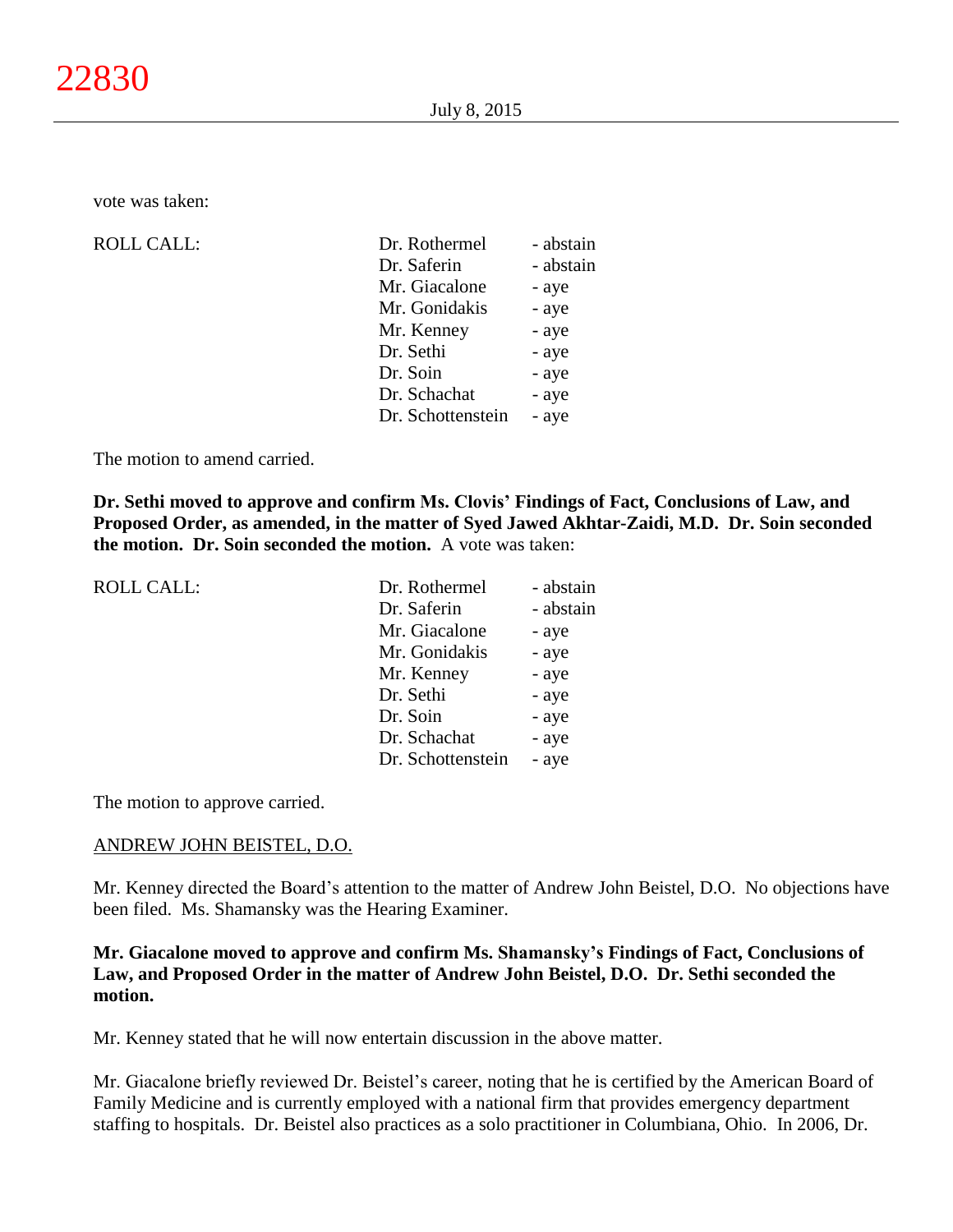vote was taken:

| ROLL CALL: | | |
|---|---|---|
| | Dr. Rothermel | - abstain |
| | Dr. Saferin | - abstain |
| | Mr. Giacalone | - aye |
| | Mr. Gonidakis | - aye |
| | Mr. Kenney | - aye |
| | Dr. Sethi | - aye |
| | Dr. Soin | - aye |
| | Dr. Schachat | - aye |
| | Dr. Schottenstein | - aye |

The motion to amend carried.

**Dr. Sethi moved to approve and confirm Ms. Clovis' Findings of Fact, Conclusions of Law, and Proposed Order, as amended, in the matter of Syed Jawed Akhtar-Zaidi, M.D. Dr. Soin seconded the motion. Dr. Soin seconded the motion.** A vote was taken:

| ROLL CALL: | | |
|---|---|---|
| | Dr. Rothermel | - abstain |
| | Dr. Saferin | - abstain |
| | Mr. Giacalone | - aye |
| | Mr. Gonidakis | - aye |
| | Mr. Kenney | - aye |
| | Dr. Sethi | - aye |
| | Dr. Soin | - aye |
| | Dr. Schachat | - aye |
| | Dr. Schottenstein | - aye |

The motion to approve carried.

ANDREW JOHN BEISTEL, D.O.

Mr. Kenney directed the Board's attention to the matter of Andrew John Beistel, D.O. No objections have been filed. Ms. Shamansky was the Hearing Examiner.

**Mr. Giacalone moved to approve and confirm Ms. Shamansky's Findings of Fact, Conclusions of Law, and Proposed Order in the matter of Andrew John Beistel, D.O. Dr. Sethi seconded the motion.**

Mr. Kenney stated that he will now entertain discussion in the above matter.

Mr. Giacalone briefly reviewed Dr. Beistel's career, noting that he is certified by the American Board of Family Medicine and is currently employed with a national firm that provides emergency department staffing to hospitals. Dr. Beistel also practices as a solo practitioner in Columbiana, Ohio. In 2006, Dr.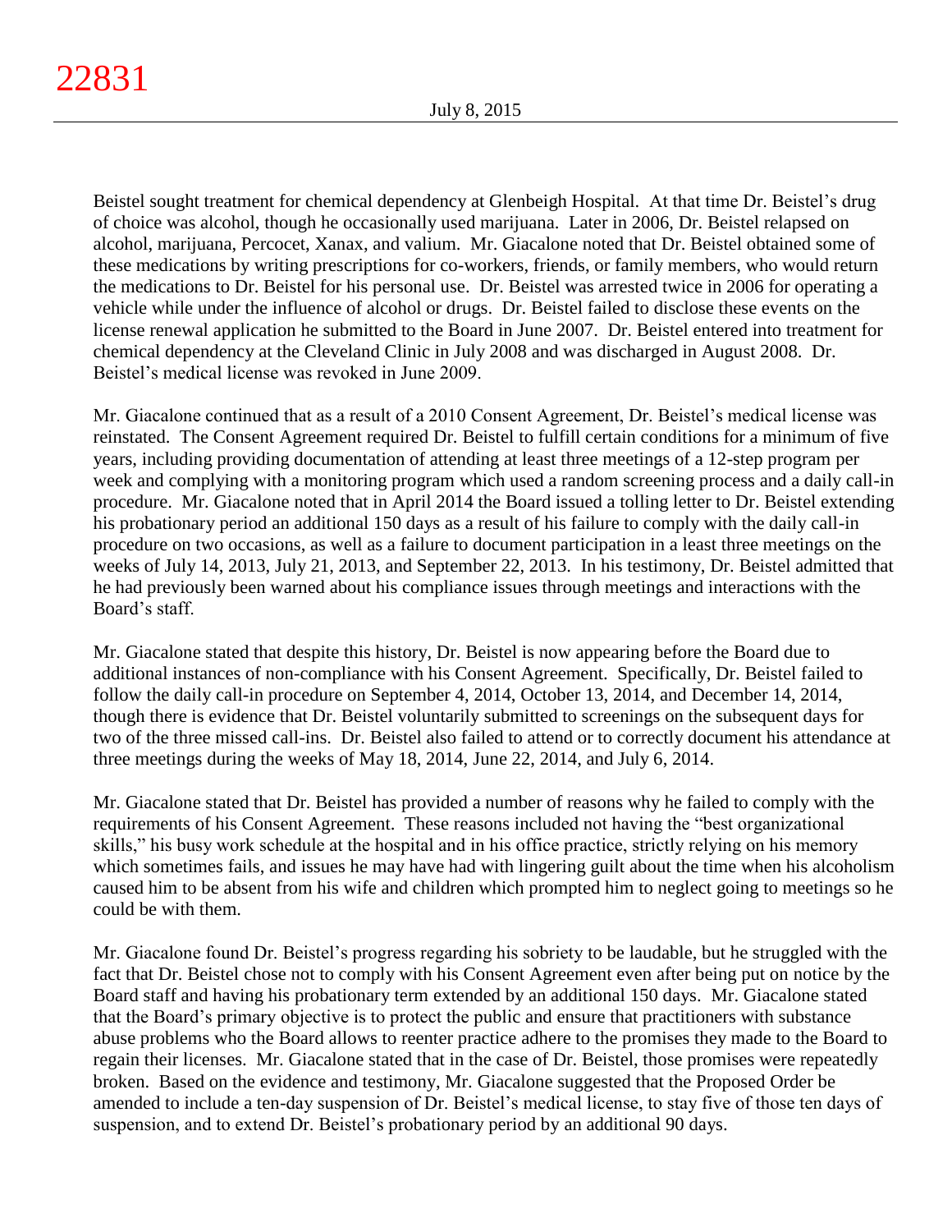Beistel sought treatment for chemical dependency at Glenbeigh Hospital. At that time Dr. Beistel's drug of choice was alcohol, though he occasionally used marijuana. Later in 2006, Dr. Beistel relapsed on alcohol, marijuana, Percocet, Xanax, and valium. Mr. Giacalone noted that Dr. Beistel obtained some of these medications by writing prescriptions for co-workers, friends, or family members, who would return the medications to Dr. Beistel for his personal use. Dr. Beistel was arrested twice in 2006 for operating a vehicle while under the influence of alcohol or drugs. Dr. Beistel failed to disclose these events on the license renewal application he submitted to the Board in June 2007. Dr. Beistel entered into treatment for chemical dependency at the Cleveland Clinic in July 2008 and was discharged in August 2008. Dr. Beistel's medical license was revoked in June 2009.

Mr. Giacalone continued that as a result of a 2010 Consent Agreement, Dr. Beistel's medical license was reinstated. The Consent Agreement required Dr. Beistel to fulfill certain conditions for a minimum of five years, including providing documentation of attending at least three meetings of a 12-step program per week and complying with a monitoring program which used a random screening process and a daily call-in procedure. Mr. Giacalone noted that in April 2014 the Board issued a tolling letter to Dr. Beistel extending his probationary period an additional 150 days as a result of his failure to comply with the daily call-in procedure on two occasions, as well as a failure to document participation in a least three meetings on the weeks of July 14, 2013, July 21, 2013, and September 22, 2013. In his testimony, Dr. Beistel admitted that he had previously been warned about his compliance issues through meetings and interactions with the Board's staff.

Mr. Giacalone stated that despite this history, Dr. Beistel is now appearing before the Board due to additional instances of non-compliance with his Consent Agreement. Specifically, Dr. Beistel failed to follow the daily call-in procedure on September 4, 2014, October 13, 2014, and December 14, 2014, though there is evidence that Dr. Beistel voluntarily submitted to screenings on the subsequent days for two of the three missed call-ins. Dr. Beistel also failed to attend or to correctly document his attendance at three meetings during the weeks of May 18, 2014, June 22, 2014, and July 6, 2014.

Mr. Giacalone stated that Dr. Beistel has provided a number of reasons why he failed to comply with the requirements of his Consent Agreement. These reasons included not having the "best organizational skills," his busy work schedule at the hospital and in his office practice, strictly relying on his memory which sometimes fails, and issues he may have had with lingering guilt about the time when his alcoholism caused him to be absent from his wife and children which prompted him to neglect going to meetings so he could be with them.

Mr. Giacalone found Dr. Beistel's progress regarding his sobriety to be laudable, but he struggled with the fact that Dr. Beistel chose not to comply with his Consent Agreement even after being put on notice by the Board staff and having his probationary term extended by an additional 150 days. Mr. Giacalone stated that the Board's primary objective is to protect the public and ensure that practitioners with substance abuse problems who the Board allows to reenter practice adhere to the promises they made to the Board to regain their licenses. Mr. Giacalone stated that in the case of Dr. Beistel, those promises were repeatedly broken. Based on the evidence and testimony, Mr. Giacalone suggested that the Proposed Order be amended to include a ten-day suspension of Dr. Beistel's medical license, to stay five of those ten days of suspension, and to extend Dr. Beistel's probationary period by an additional 90 days.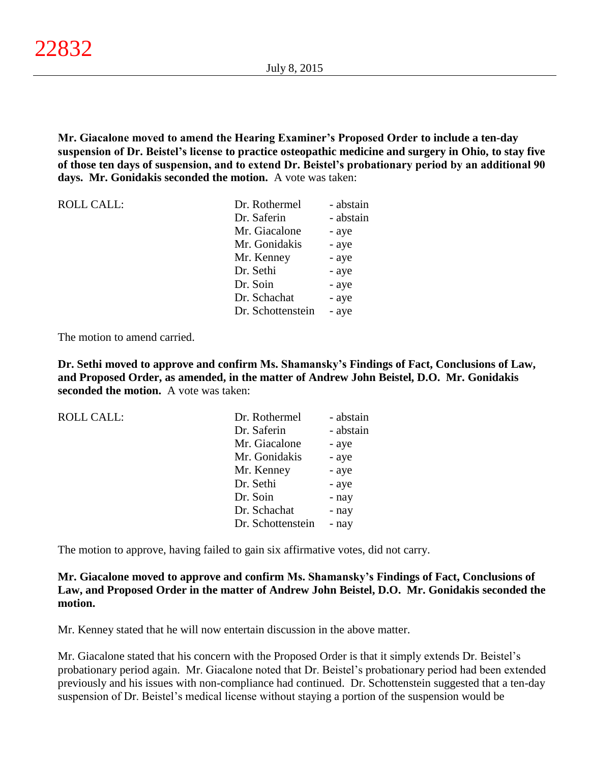**Mr. Giacalone moved to amend the Hearing Examiner's Proposed Order to include a ten-day suspension of Dr. Beistel's license to practice osteopathic medicine and surgery in Ohio, to stay five of those ten days of suspension, and to extend Dr. Beistel's probationary period by an additional 90 days. Mr. Gonidakis seconded the motion.** A vote was taken:

| ROLL CALL: | Dr. Rothermel | - abstain |
|---|---|---|
| | Dr. Saferin | - abstain |
| | Mr. Giacalone | - aye |
| | Mr. Gonidakis | - aye |
| | Mr. Kenney | - aye |
| | Dr. Sethi | - aye |
| | Dr. Soin | - aye |
| | Dr. Schachat | - aye |
| | Dr. Schottenstein | - aye |

The motion to amend carried.

**Dr. Sethi moved to approve and confirm Ms. Shamansky's Findings of Fact, Conclusions of Law, and Proposed Order, as amended, in the matter of Andrew John Beistel, D.O. Mr. Gonidakis seconded the motion.** A vote was taken:

| ROLL CALL: | Dr. Rothermel | - abstain |
|---|---|---|
| | Dr. Saferin | - abstain |
| | Mr. Giacalone | - aye |
| | Mr. Gonidakis | - aye |
| | Mr. Kenney | - aye |
| | Dr. Sethi | - aye |
| | Dr. Soin | - nay |
| | Dr. Schachat | - nay |
| | Dr. Schottenstein | - nay |

The motion to approve, having failed to gain six affirmative votes, did not carry.

**Mr. Giacalone moved to approve and confirm Ms. Shamansky's Findings of Fact, Conclusions of Law, and Proposed Order in the matter of Andrew John Beistel, D.O. Mr. Gonidakis seconded the motion.**

Mr. Kenney stated that he will now entertain discussion in the above matter.

Mr. Giacalone stated that his concern with the Proposed Order is that it simply extends Dr. Beistel's probationary period again. Mr. Giacalone noted that Dr. Beistel's probationary period had been extended previously and his issues with non-compliance had continued. Dr. Schottenstein suggested that a ten-day suspension of Dr. Beistel's medical license without staying a portion of the suspension would be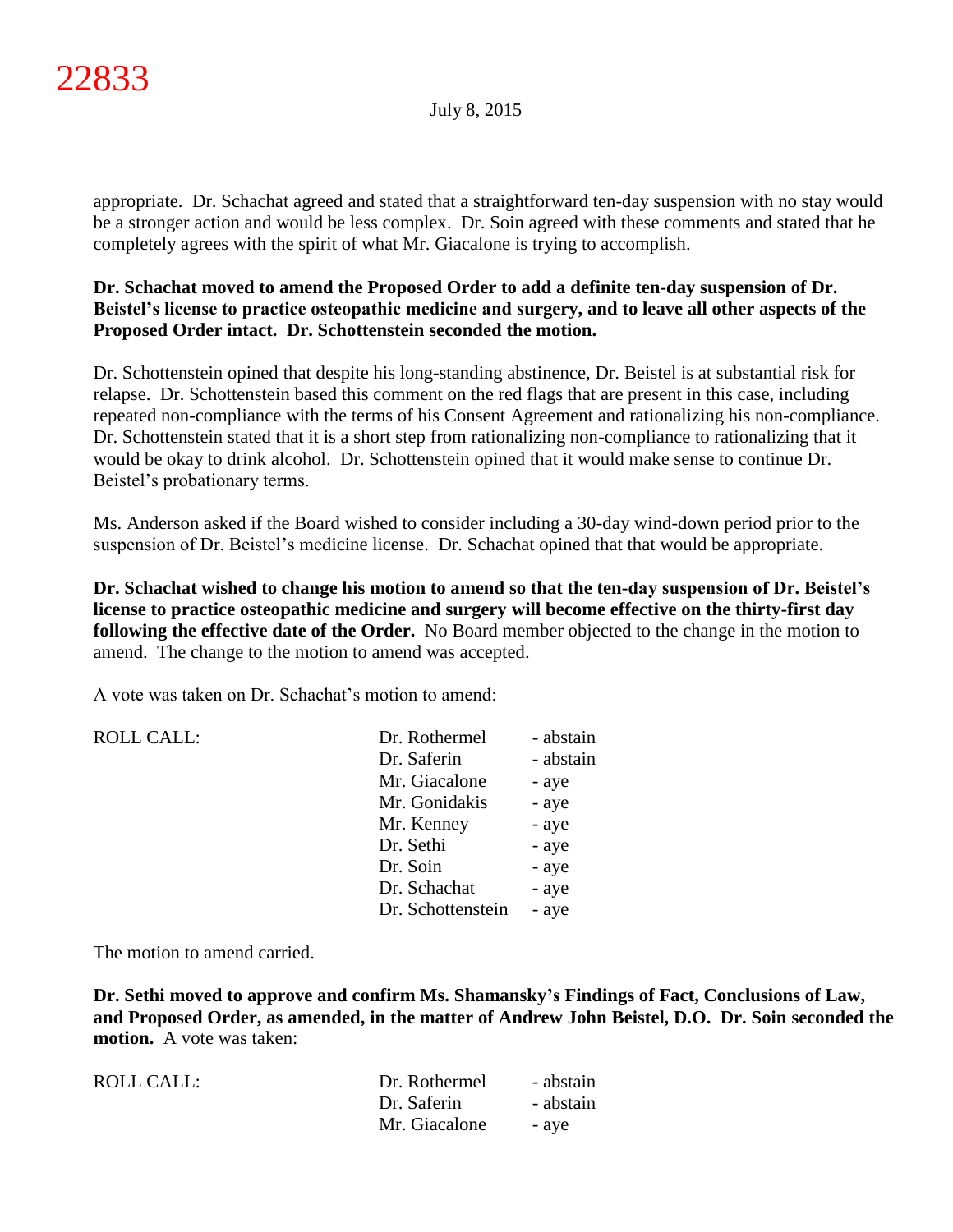appropriate. Dr. Schachat agreed and stated that a straightforward ten-day suspension with no stay would be a stronger action and would be less complex. Dr. Soin agreed with these comments and stated that he completely agrees with the spirit of what Mr. Giacalone is trying to accomplish.

**Dr. Schachat moved to amend the Proposed Order to add a definite ten-day suspension of Dr. Beistel's license to practice osteopathic medicine and surgery, and to leave all other aspects of the Proposed Order intact. Dr. Schottenstein seconded the motion.**

Dr. Schottenstein opined that despite his long-standing abstinence, Dr. Beistel is at substantial risk for relapse. Dr. Schottenstein based this comment on the red flags that are present in this case, including repeated non-compliance with the terms of his Consent Agreement and rationalizing his non-compliance. Dr. Schottenstein stated that it is a short step from rationalizing non-compliance to rationalizing that it would be okay to drink alcohol. Dr. Schottenstein opined that it would make sense to continue Dr. Beistel's probationary terms.

Ms. Anderson asked if the Board wished to consider including a 30-day wind-down period prior to the suspension of Dr. Beistel's medicine license. Dr. Schachat opined that that would be appropriate.

**Dr. Schachat wished to change his motion to amend so that the ten-day suspension of Dr. Beistel's license to practice osteopathic medicine and surgery will become effective on the thirty-first day following the effective date of the Order.** No Board member objected to the change in the motion to amend. The change to the motion to amend was accepted.

A vote was taken on Dr. Schachat's motion to amend:

| ROLL CALL: | | |
|---|---|---|
| | Dr. Rothermel | - abstain |
| | Dr. Saferin | - abstain |
| | Mr. Giacalone | - aye |
| | Mr. Gonidakis | - aye |
| | Mr. Kenney | - aye |
| | Dr. Sethi | - aye |
| | Dr. Soin | - aye |
| | Dr. Schachat | - aye |
| | Dr. Schottenstein | - aye |

The motion to amend carried.

**Dr. Sethi moved to approve and confirm Ms. Shamansky's Findings of Fact, Conclusions of Law, and Proposed Order, as amended, in the matter of Andrew John Beistel, D.O. Dr. Soin seconded the motion.** A vote was taken:

| ROLL CALL: | | |
|---|---|---|
| | Dr. Rothermel | - abstain |
| | Dr. Saferin | - abstain |
| | Mr. Giacalone | - aye |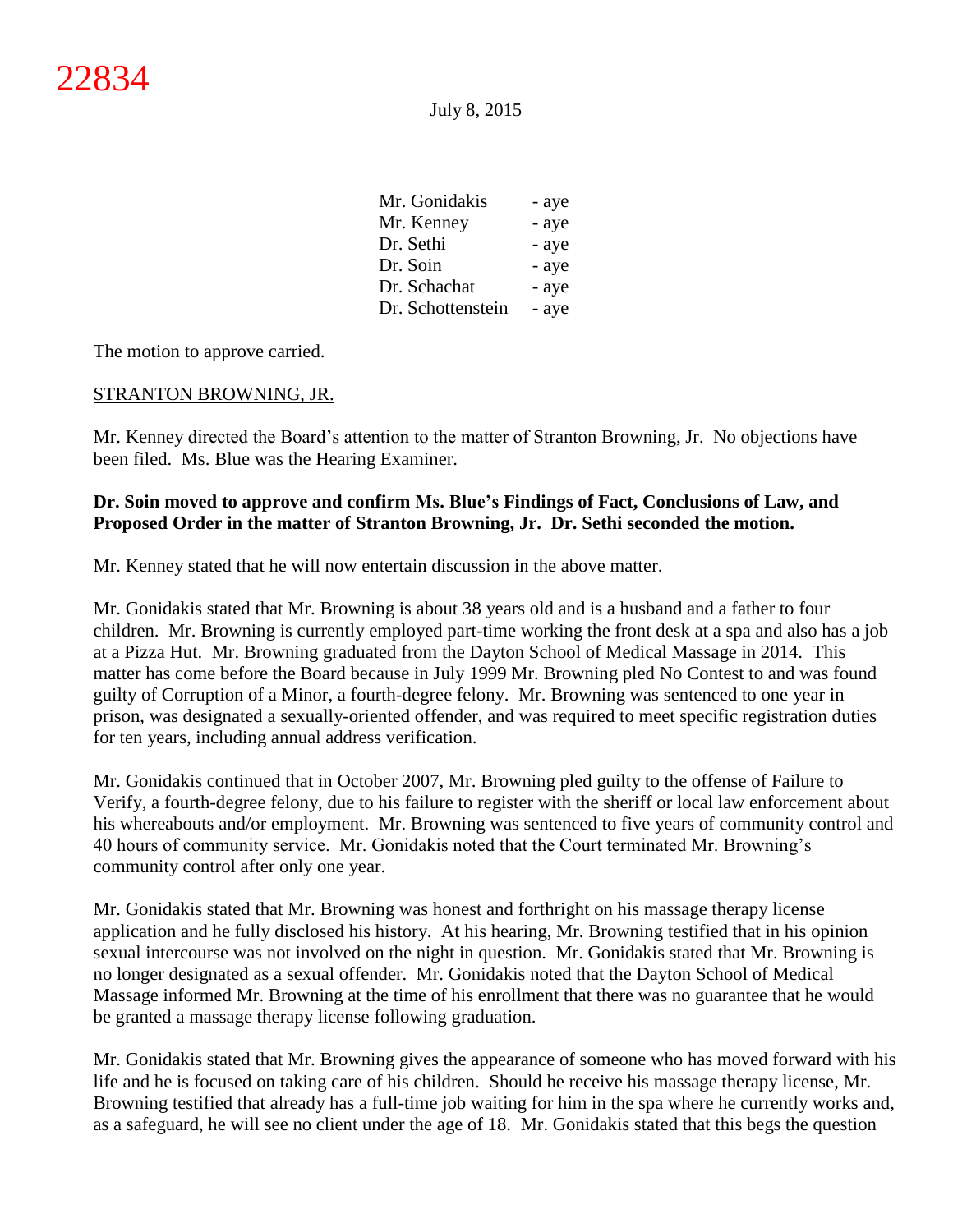| | |
|---|---|
| Mr. Gonidakis | - aye |
| Mr. Kenney | - aye |
| Dr. Sethi | - aye |
| Dr. Soin | - aye |
| Dr. Schachat | - aye |
| Dr. Schottenstein | - aye |

The motion to approve carried.

STRANTON BROWNING, JR.

Mr. Kenney directed the Board's attention to the matter of Stranton Browning, Jr. No objections have been filed. Ms. Blue was the Hearing Examiner.

**Dr. Soin moved to approve and confirm Ms. Blue's Findings of Fact, Conclusions of Law, and Proposed Order in the matter of Stranton Browning, Jr. Dr. Sethi seconded the motion.**

Mr. Kenney stated that he will now entertain discussion in the above matter.

Mr. Gonidakis stated that Mr. Browning is about 38 years old and is a husband and a father to four children. Mr. Browning is currently employed part-time working the front desk at a spa and also has a job at a Pizza Hut. Mr. Browning graduated from the Dayton School of Medical Massage in 2014. This matter has come before the Board because in July 1999 Mr. Browning pled No Contest to and was found guilty of Corruption of a Minor, a fourth-degree felony. Mr. Browning was sentenced to one year in prison, was designated a sexually-oriented offender, and was required to meet specific registration duties for ten years, including annual address verification.

Mr. Gonidakis continued that in October 2007, Mr. Browning pled guilty to the offense of Failure to Verify, a fourth-degree felony, due to his failure to register with the sheriff or local law enforcement about his whereabouts and/or employment. Mr. Browning was sentenced to five years of community control and 40 hours of community service. Mr. Gonidakis noted that the Court terminated Mr. Browning's community control after only one year.

Mr. Gonidakis stated that Mr. Browning was honest and forthright on his massage therapy license application and he fully disclosed his history. At his hearing, Mr. Browning testified that in his opinion sexual intercourse was not involved on the night in question. Mr. Gonidakis stated that Mr. Browning is no longer designated as a sexual offender. Mr. Gonidakis noted that the Dayton School of Medical Massage informed Mr. Browning at the time of his enrollment that there was no guarantee that he would be granted a massage therapy license following graduation.

Mr. Gonidakis stated that Mr. Browning gives the appearance of someone who has moved forward with his life and he is focused on taking care of his children. Should he receive his massage therapy license, Mr. Browning testified that already has a full-time job waiting for him in the spa where he currently works and, as a safeguard, he will see no client under the age of 18. Mr. Gonidakis stated that this begs the question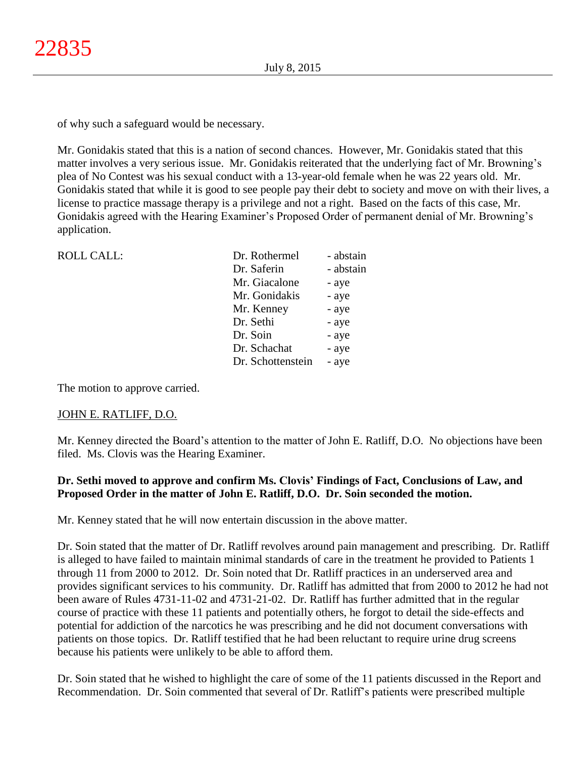of why such a safeguard would be necessary.

Mr. Gonidakis stated that this is a nation of second chances. However, Mr. Gonidakis stated that this matter involves a very serious issue. Mr. Gonidakis reiterated that the underlying fact of Mr. Browning's plea of No Contest was his sexual conduct with a 13-year-old female when he was 22 years old. Mr. Gonidakis stated that while it is good to see people pay their debt to society and move on with their lives, a license to practice massage therapy is a privilege and not a right. Based on the facts of this case, Mr. Gonidakis agreed with the Hearing Examiner's Proposed Order of permanent denial of Mr. Browning's application.

| ROLL CALL: | | |
|---|---|---|
| | Dr. Rothermel | - abstain |
| | Dr. Saferin | - abstain |
| | Mr. Giacalone | - aye |
| | Mr. Gonidakis | - aye |
| | Mr. Kenney | - aye |
| | Dr. Sethi | - aye |
| | Dr. Soin | - aye |
| | Dr. Schachat | - aye |
| | Dr. Schottenstein | - aye |

The motion to approve carried.

JOHN E. RATLIFF, D.O.

Mr. Kenney directed the Board's attention to the matter of John E. Ratliff, D.O. No objections have been filed. Ms. Clovis was the Hearing Examiner.

**Dr. Sethi moved to approve and confirm Ms. Clovis' Findings of Fact, Conclusions of Law, and Proposed Order in the matter of John E. Ratliff, D.O. Dr. Soin seconded the motion.**

Mr. Kenney stated that he will now entertain discussion in the above matter.

Dr. Soin stated that the matter of Dr. Ratliff revolves around pain management and prescribing. Dr. Ratliff is alleged to have failed to maintain minimal standards of care in the treatment he provided to Patients 1 through 11 from 2000 to 2012. Dr. Soin noted that Dr. Ratliff practices in an underserved area and provides significant services to his community. Dr. Ratliff has admitted that from 2000 to 2012 he had not been aware of Rules 4731-11-02 and 4731-21-02. Dr. Ratliff has further admitted that in the regular course of practice with these 11 patients and potentially others, he forgot to detail the side-effects and potential for addiction of the narcotics he was prescribing and he did not document conversations with patients on those topics. Dr. Ratliff testified that he had been reluctant to require urine drug screens because his patients were unlikely to be able to afford them.

Dr. Soin stated that he wished to highlight the care of some of the 11 patients discussed in the Report and Recommendation. Dr. Soin commented that several of Dr. Ratliff's patients were prescribed multiple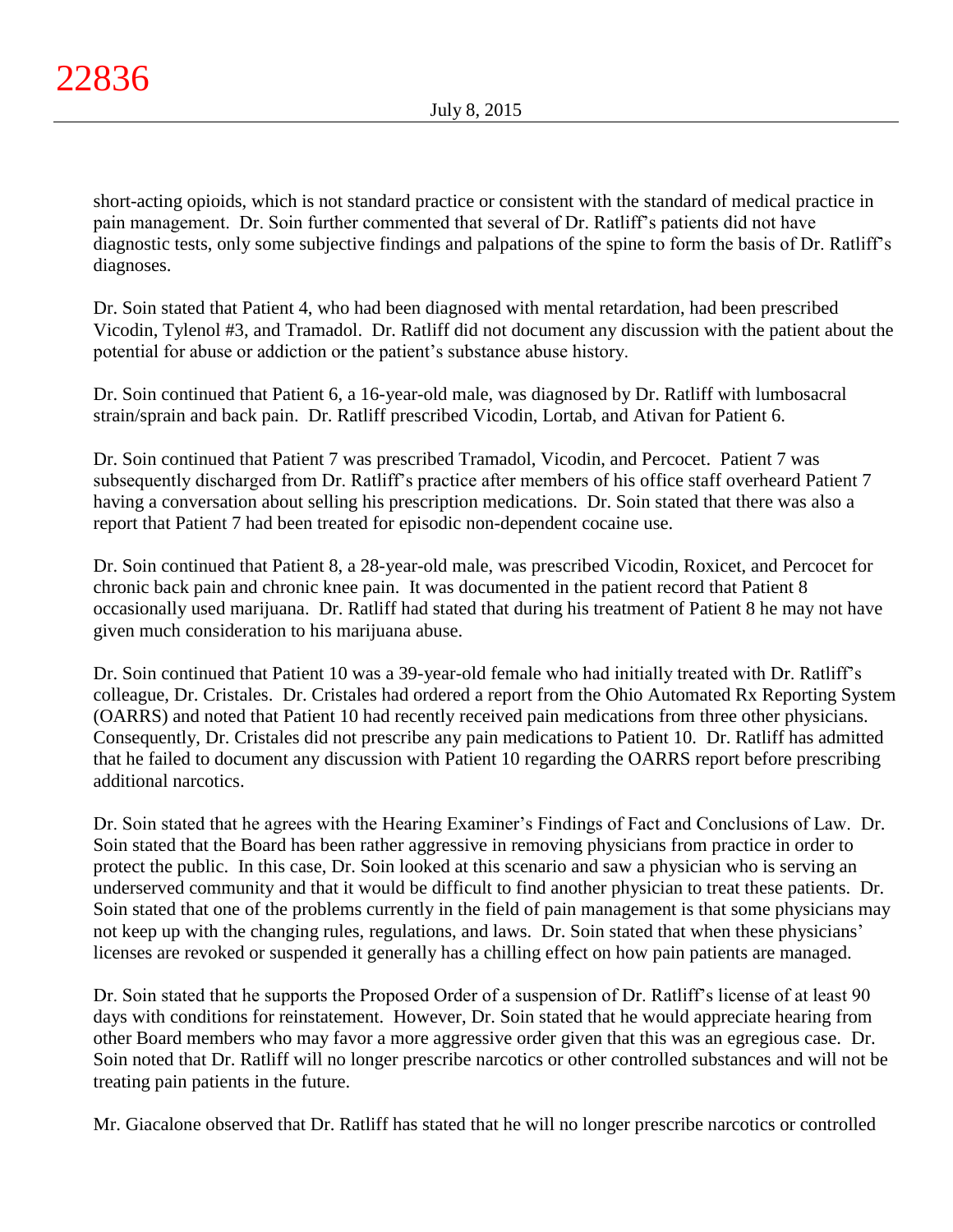short-acting opioids, which is not standard practice or consistent with the standard of medical practice in pain management. Dr. Soin further commented that several of Dr. Ratliff's patients did not have diagnostic tests, only some subjective findings and palpations of the spine to form the basis of Dr. Ratliff's diagnoses.

Dr. Soin stated that Patient 4, who had been diagnosed with mental retardation, had been prescribed Vicodin, Tylenol #3, and Tramadol. Dr. Ratliff did not document any discussion with the patient about the potential for abuse or addiction or the patient's substance abuse history.

Dr. Soin continued that Patient 6, a 16-year-old male, was diagnosed by Dr. Ratliff with lumbosacral strain/sprain and back pain. Dr. Ratliff prescribed Vicodin, Lortab, and Ativan for Patient 6.

Dr. Soin continued that Patient 7 was prescribed Tramadol, Vicodin, and Percocet. Patient 7 was subsequently discharged from Dr. Ratliff's practice after members of his office staff overheard Patient 7 having a conversation about selling his prescription medications. Dr. Soin stated that there was also a report that Patient 7 had been treated for episodic non-dependent cocaine use.

Dr. Soin continued that Patient 8, a 28-year-old male, was prescribed Vicodin, Roxicet, and Percocet for chronic back pain and chronic knee pain. It was documented in the patient record that Patient 8 occasionally used marijuana. Dr. Ratliff had stated that during his treatment of Patient 8 he may not have given much consideration to his marijuana abuse.

Dr. Soin continued that Patient 10 was a 39-year-old female who had initially treated with Dr. Ratliff's colleague, Dr. Cristales. Dr. Cristales had ordered a report from the Ohio Automated Rx Reporting System (OARRS) and noted that Patient 10 had recently received pain medications from three other physicians. Consequently, Dr. Cristales did not prescribe any pain medications to Patient 10. Dr. Ratliff has admitted that he failed to document any discussion with Patient 10 regarding the OARRS report before prescribing additional narcotics.

Dr. Soin stated that he agrees with the Hearing Examiner's Findings of Fact and Conclusions of Law. Dr. Soin stated that the Board has been rather aggressive in removing physicians from practice in order to protect the public. In this case, Dr. Soin looked at this scenario and saw a physician who is serving an underserved community and that it would be difficult to find another physician to treat these patients. Dr. Soin stated that one of the problems currently in the field of pain management is that some physicians may not keep up with the changing rules, regulations, and laws. Dr. Soin stated that when these physicians' licenses are revoked or suspended it generally has a chilling effect on how pain patients are managed.

Dr. Soin stated that he supports the Proposed Order of a suspension of Dr. Ratliff's license of at least 90 days with conditions for reinstatement. However, Dr. Soin stated that he would appreciate hearing from other Board members who may favor a more aggressive order given that this was an egregious case. Dr. Soin noted that Dr. Ratliff will no longer prescribe narcotics or other controlled substances and will not be treating pain patients in the future.

Mr. Giacalone observed that Dr. Ratliff has stated that he will no longer prescribe narcotics or controlled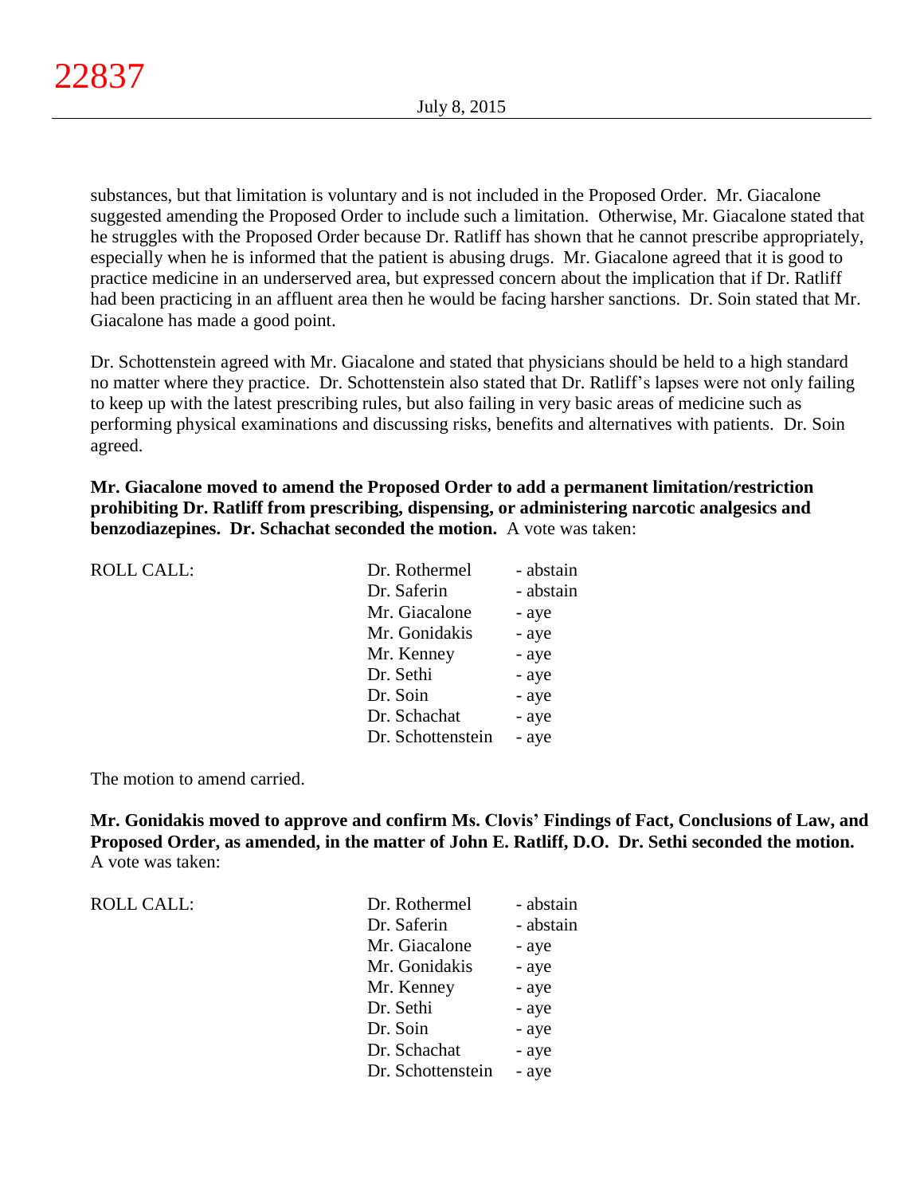substances, but that limitation is voluntary and is not included in the Proposed Order. Mr. Giacalone suggested amending the Proposed Order to include such a limitation. Otherwise, Mr. Giacalone stated that he struggles with the Proposed Order because Dr. Ratliff has shown that he cannot prescribe appropriately, especially when he is informed that the patient is abusing drugs. Mr. Giacalone agreed that it is good to practice medicine in an underserved area, but expressed concern about the implication that if Dr. Ratliff had been practicing in an affluent area then he would be facing harsher sanctions. Dr. Soin stated that Mr. Giacalone has made a good point.

Dr. Schottenstein agreed with Mr. Giacalone and stated that physicians should be held to a high standard no matter where they practice. Dr. Schottenstein also stated that Dr. Ratliff's lapses were not only failing to keep up with the latest prescribing rules, but also failing in very basic areas of medicine such as performing physical examinations and discussing risks, benefits and alternatives with patients. Dr. Soin agreed.

**Mr. Giacalone moved to amend the Proposed Order to add a permanent limitation/restriction prohibiting Dr. Ratliff from prescribing, dispensing, or administering narcotic analgesics and benzodiazepines. Dr. Schachat seconded the motion.** A vote was taken:

| ROLL CALL: | | |
|---|---|---|
| | Dr. Rothermel | - abstain |
| | Dr. Saferin | - abstain |
| | Mr. Giacalone | - aye |
| | Mr. Gonidakis | - aye |
| | Mr. Kenney | - aye |
| | Dr. Sethi | - aye |
| | Dr. Soin | - aye |
| | Dr. Schachat | - aye |
| | Dr. Schottenstein | - aye |

The motion to amend carried.

**Mr. Gonidakis moved to approve and confirm Ms. Clovis' Findings of Fact, Conclusions of Law, and Proposed Order, as amended, in the matter of John E. Ratliff, D.O. Dr. Sethi seconded the motion.** A vote was taken:

| ROLL CALL: | | |
|---|---|---|
| | Dr. Rothermel | - abstain |
| | Dr. Saferin | - abstain |
| | Mr. Giacalone | - aye |
| | Mr. Gonidakis | - aye |
| | Mr. Kenney | - aye |
| | Dr. Sethi | - aye |
| | Dr. Soin | - aye |
| | Dr. Schachat | - aye |
| | Dr. Schottenstein | - aye |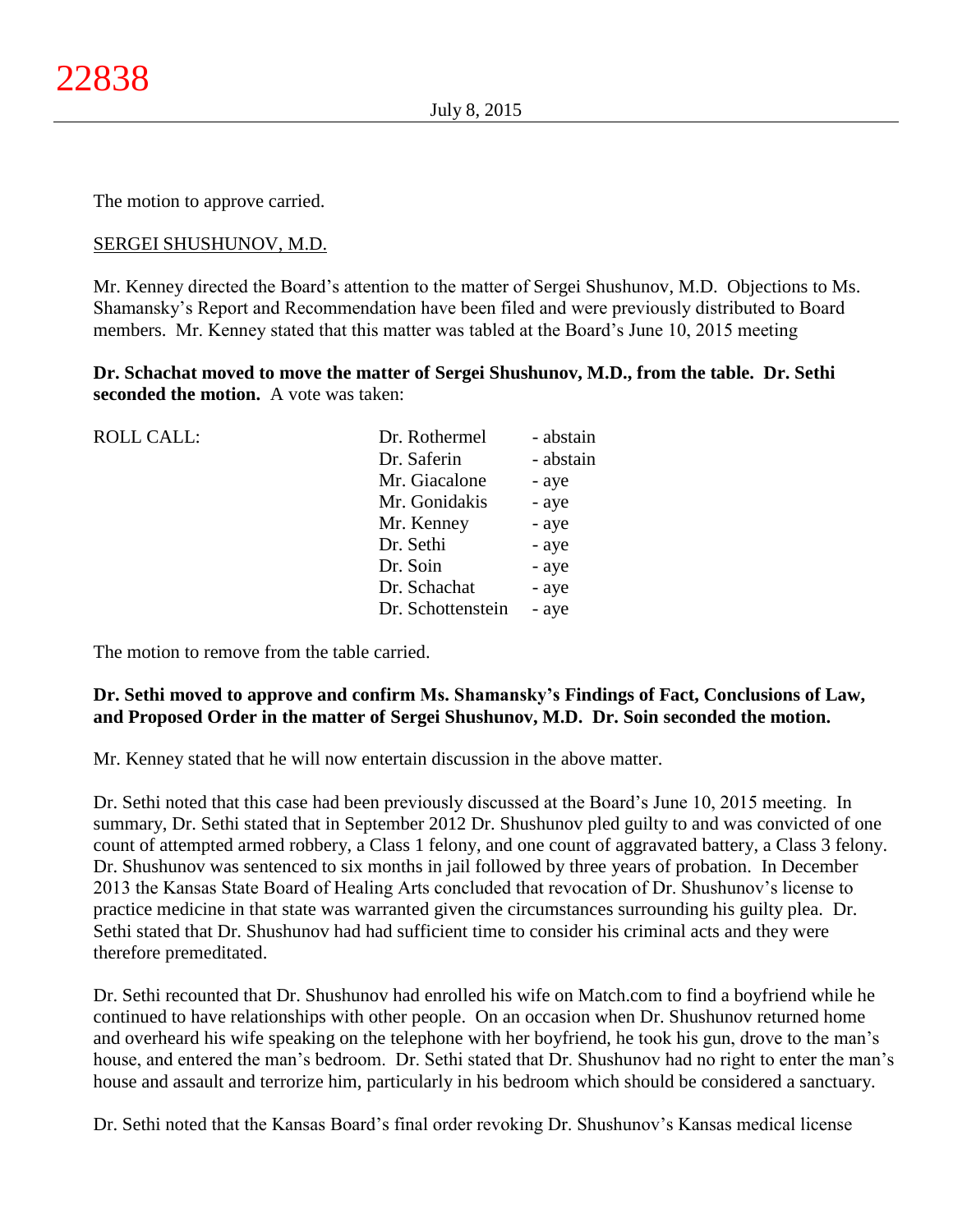The motion to approve carried.

SERGEI SHUSHUNOV, M.D.

Mr. Kenney directed the Board's attention to the matter of Sergei Shushunov, M.D. Objections to Ms. Shamansky's Report and Recommendation have been filed and were previously distributed to Board members. Mr. Kenney stated that this matter was tabled at the Board's June 10, 2015 meeting

**Dr. Schachat moved to move the matter of Sergei Shushunov, M.D., from the table. Dr. Sethi seconded the motion.** A vote was taken:

| ROLL CALL: | | |
|---|---|---|
| | Dr. Rothermel | - abstain |
| | Dr. Saferin | - abstain |
| | Mr. Giacalone | - aye |
| | Mr. Gonidakis | - aye |
| | Mr. Kenney | - aye |
| | Dr. Sethi | - aye |
| | Dr. Soin | - aye |
| | Dr. Schachat | - aye |
| | Dr. Schottenstein | - aye |

The motion to remove from the table carried.

**Dr. Sethi moved to approve and confirm Ms. Shamansky's Findings of Fact, Conclusions of Law, and Proposed Order in the matter of Sergei Shushunov, M.D. Dr. Soin seconded the motion.**

Mr. Kenney stated that he will now entertain discussion in the above matter.

Dr. Sethi noted that this case had been previously discussed at the Board's June 10, 2015 meeting. In summary, Dr. Sethi stated that in September 2012 Dr. Shushunov pled guilty to and was convicted of one count of attempted armed robbery, a Class 1 felony, and one count of aggravated battery, a Class 3 felony. Dr. Shushunov was sentenced to six months in jail followed by three years of probation. In December 2013 the Kansas State Board of Healing Arts concluded that revocation of Dr. Shushunov's license to practice medicine in that state was warranted given the circumstances surrounding his guilty plea. Dr. Sethi stated that Dr. Shushunov had had sufficient time to consider his criminal acts and they were therefore premeditated.

Dr. Sethi recounted that Dr. Shushunov had enrolled his wife on Match.com to find a boyfriend while he continued to have relationships with other people. On an occasion when Dr. Shushunov returned home and overheard his wife speaking on the telephone with her boyfriend, he took his gun, drove to the man's house, and entered the man's bedroom. Dr. Sethi stated that Dr. Shushunov had no right to enter the man's house and assault and terrorize him, particularly in his bedroom which should be considered a sanctuary.

Dr. Sethi noted that the Kansas Board's final order revoking Dr. Shushunov's Kansas medical license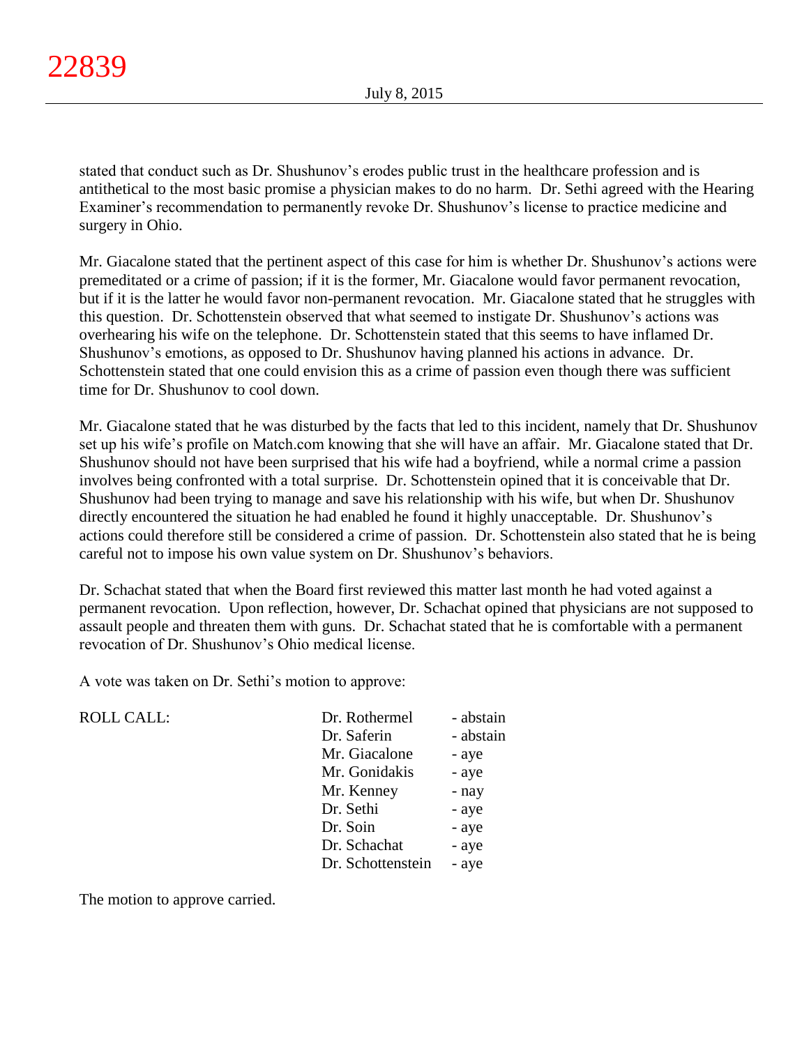stated that conduct such as Dr. Shushunov's erodes public trust in the healthcare profession and is antithetical to the most basic promise a physician makes to do no harm. Dr. Sethi agreed with the Hearing Examiner's recommendation to permanently revoke Dr. Shushunov's license to practice medicine and surgery in Ohio.

Mr. Giacalone stated that the pertinent aspect of this case for him is whether Dr. Shushunov's actions were premeditated or a crime of passion; if it is the former, Mr. Giacalone would favor permanent revocation, but if it is the latter he would favor non-permanent revocation. Mr. Giacalone stated that he struggles with this question. Dr. Schottenstein observed that what seemed to instigate Dr. Shushunov's actions was overhearing his wife on the telephone. Dr. Schottenstein stated that this seems to have inflamed Dr. Shushunov's emotions, as opposed to Dr. Shushunov having planned his actions in advance. Dr. Schottenstein stated that one could envision this as a crime of passion even though there was sufficient time for Dr. Shushunov to cool down.

Mr. Giacalone stated that he was disturbed by the facts that led to this incident, namely that Dr. Shushunov set up his wife's profile on Match.com knowing that she will have an affair. Mr. Giacalone stated that Dr. Shushunov should not have been surprised that his wife had a boyfriend, while a normal crime a passion involves being confronted with a total surprise. Dr. Schottenstein opined that it is conceivable that Dr. Shushunov had been trying to manage and save his relationship with his wife, but when Dr. Shushunov directly encountered the situation he had enabled he found it highly unacceptable. Dr. Shushunov's actions could therefore still be considered a crime of passion. Dr. Schottenstein also stated that he is being careful not to impose his own value system on Dr. Shushunov's behaviors.

Dr. Schachat stated that when the Board first reviewed this matter last month he had voted against a permanent revocation. Upon reflection, however, Dr. Schachat opined that physicians are not supposed to assault people and threaten them with guns. Dr. Schachat stated that he is comfortable with a permanent revocation of Dr. Shushunov's Ohio medical license.

A vote was taken on Dr. Sethi's motion to approve:

| ROLL CALL: | | |
|---|---|---|
| | Dr. Rothermel | - abstain |
| | Dr. Saferin | - abstain |
| | Mr. Giacalone | - aye |
| | Mr. Gonidakis | - aye |
| | Mr. Kenney | - nay |
| | Dr. Sethi | - aye |
| | Dr. Soin | - aye |
| | Dr. Schachat | - aye |
| | Dr. Schottenstein | - aye |

The motion to approve carried.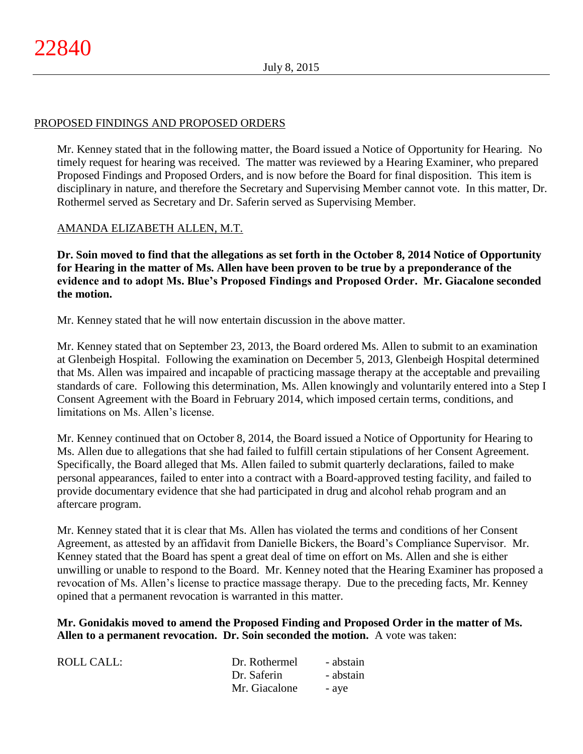## PROPOSED FINDINGS AND PROPOSED ORDERS

Mr. Kenney stated that in the following matter, the Board issued a Notice of Opportunity for Hearing. No timely request for hearing was received. The matter was reviewed by a Hearing Examiner, who prepared Proposed Findings and Proposed Orders, and is now before the Board for final disposition. This item is disciplinary in nature, and therefore the Secretary and Supervising Member cannot vote. In this matter, Dr. Rothermel served as Secretary and Dr. Saferin served as Supervising Member.

### AMANDA ELIZABETH ALLEN, M.T.

**Dr. Soin moved to find that the allegations as set forth in the October 8, 2014 Notice of Opportunity for Hearing in the matter of Ms. Allen have been proven to be true by a preponderance of the evidence and to adopt Ms. Blue's Proposed Findings and Proposed Order. Mr. Giacalone seconded the motion.**

Mr. Kenney stated that he will now entertain discussion in the above matter.

Mr. Kenney stated that on September 23, 2013, the Board ordered Ms. Allen to submit to an examination at Glenbeigh Hospital. Following the examination on December 5, 2013, Glenbeigh Hospital determined that Ms. Allen was impaired and incapable of practicing massage therapy at the acceptable and prevailing standards of care. Following this determination, Ms. Allen knowingly and voluntarily entered into a Step I Consent Agreement with the Board in February 2014, which imposed certain terms, conditions, and limitations on Ms. Allen's license.

Mr. Kenney continued that on October 8, 2014, the Board issued a Notice of Opportunity for Hearing to Ms. Allen due to allegations that she had failed to fulfill certain stipulations of her Consent Agreement. Specifically, the Board alleged that Ms. Allen failed to submit quarterly declarations, failed to make personal appearances, failed to enter into a contract with a Board-approved testing facility, and failed to provide documentary evidence that she had participated in drug and alcohol rehab program and an aftercare program.

Mr. Kenney stated that it is clear that Ms. Allen has violated the terms and conditions of her Consent Agreement, as attested by an affidavit from Danielle Bickers, the Board's Compliance Supervisor. Mr. Kenney stated that the Board has spent a great deal of time on effort on Ms. Allen and she is either unwilling or unable to respond to the Board. Mr. Kenney noted that the Hearing Examiner has proposed a revocation of Ms. Allen's license to practice massage therapy. Due to the preceding facts, Mr. Kenney opined that a permanent revocation is warranted in this matter.

**Mr. Gonidakis moved to amend the Proposed Finding and Proposed Order in the matter of Ms. Allen to a permanent revocation. Dr. Soin seconded the motion.** A vote was taken:

| ROLL CALL: | Dr. Rothermel | - abstain |
|---|---|---|
| | Dr. Saferin | - abstain |
| | Mr. Giacalone | - aye |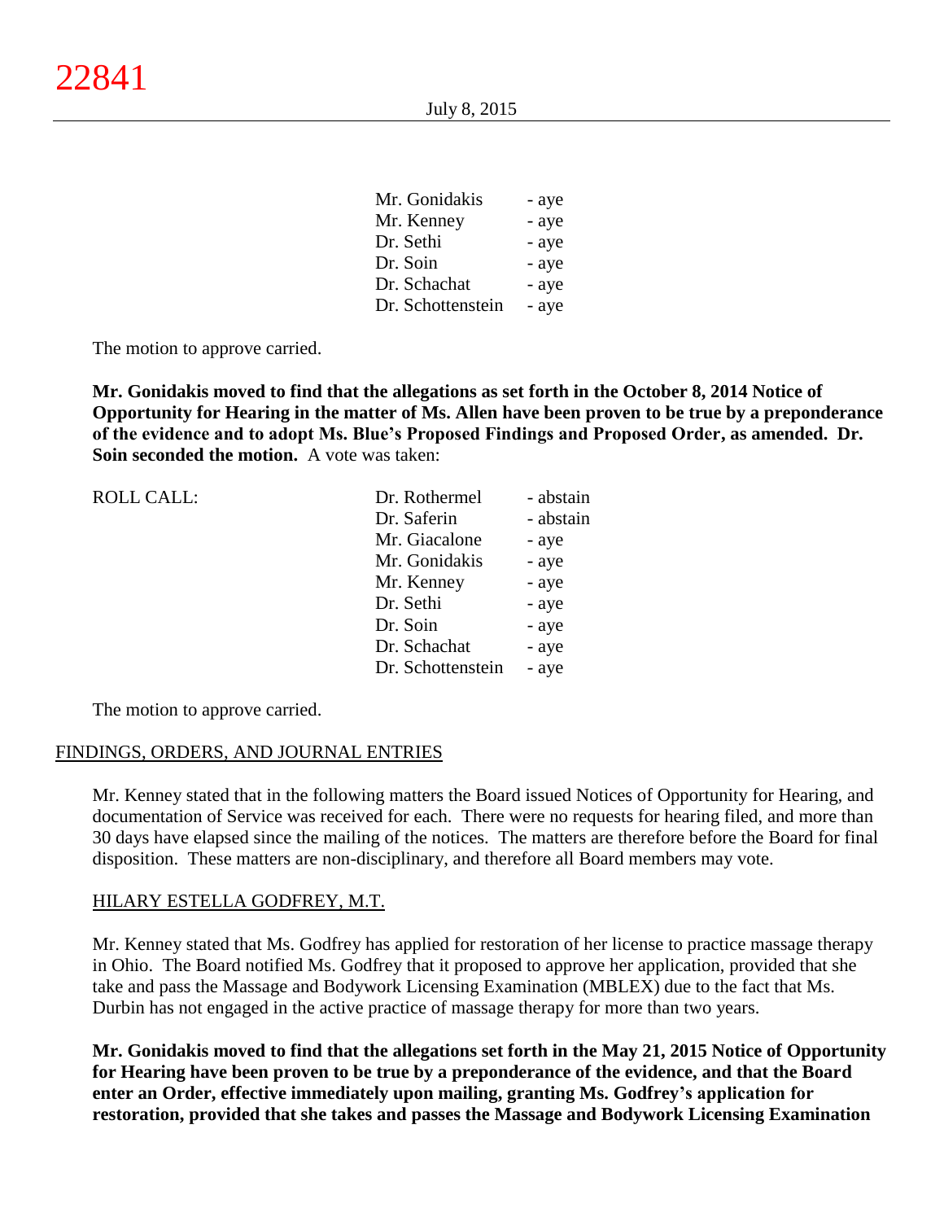| | | |
|---|---|---|
| | Mr. Gonidakis | - aye |
| | Mr. Kenney | - aye |
| | Dr. Sethi | - aye |
| | Dr. Soin | - aye |
| | Dr. Schachat | - aye |
| | Dr. Schottenstein | - aye |

The motion to approve carried.

**Mr. Gonidakis moved to find that the allegations as set forth in the October 8, 2014 Notice of Opportunity for Hearing in the matter of Ms. Allen have been proven to be true by a preponderance of the evidence and to adopt Ms. Blue's Proposed Findings and Proposed Order, as amended. Dr. Soin seconded the motion.** A vote was taken:

| ROLL CALL: | | |
|---|---|---|
| | Dr. Rothermel | - abstain |
| | Dr. Saferin | - abstain |
| | Mr. Giacalone | - aye |
| | Mr. Gonidakis | - aye |
| | Mr. Kenney | - aye |
| | Dr. Sethi | - aye |
| | Dr. Soin | - aye |
| | Dr. Schachat | - aye |
| | Dr. Schottenstein | - aye |

The motion to approve carried.

## FINDINGS, ORDERS, AND JOURNAL ENTRIES

Mr. Kenney stated that in the following matters the Board issued Notices of Opportunity for Hearing, and documentation of Service was received for each. There were no requests for hearing filed, and more than 30 days have elapsed since the mailing of the notices. The matters are therefore before the Board for final disposition. These matters are non-disciplinary, and therefore all Board members may vote.

### HILARY ESTELLA GODFREY, M.T.

Mr. Kenney stated that Ms. Godfrey has applied for restoration of her license to practice massage therapy in Ohio. The Board notified Ms. Godfrey that it proposed to approve her application, provided that she take and pass the Massage and Bodywork Licensing Examination (MBLEX) due to the fact that Ms. Durbin has not engaged in the active practice of massage therapy for more than two years.

**Mr. Gonidakis moved to find that the allegations set forth in the May 21, 2015 Notice of Opportunity for Hearing have been proven to be true by a preponderance of the evidence, and that the Board enter an Order, effective immediately upon mailing, granting Ms. Godfrey's application for restoration, provided that she takes and passes the Massage and Bodywork Licensing Examination**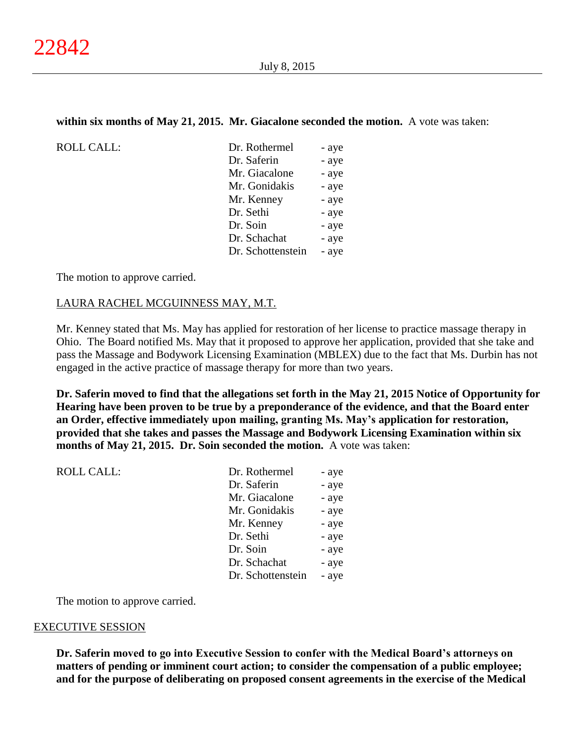**within six months of May 21, 2015. Mr. Giacalone seconded the motion.** A vote was taken:

| ROLL CALL: | Dr. Rothermel | - aye |
|---|---|---|
| | Dr. Saferin | - aye |
| | Mr. Giacalone | - aye |
| | Mr. Gonidakis | - aye |
| | Mr. Kenney | - aye |
| | Dr. Sethi | - aye |
| | Dr. Soin | - aye |
| | Dr. Schachat | - aye |
| | Dr. Schottenstein | - aye |

The motion to approve carried.

LAURA RACHEL MCGUINNESS MAY, M.T.

Mr. Kenney stated that Ms. May has applied for restoration of her license to practice massage therapy in Ohio. The Board notified Ms. May that it proposed to approve her application, provided that she take and pass the Massage and Bodywork Licensing Examination (MBLEX) due to the fact that Ms. Durbin has not engaged in the active practice of massage therapy for more than two years.

**Dr. Saferin moved to find that the allegations set forth in the May 21, 2015 Notice of Opportunity for Hearing have been proven to be true by a preponderance of the evidence, and that the Board enter an Order, effective immediately upon mailing, granting Ms. May's application for restoration, provided that she takes and passes the Massage and Bodywork Licensing Examination within six months of May 21, 2015. Dr. Soin seconded the motion.** A vote was taken:

| ROLL CALL: | Dr. Rothermel | - aye |
|---|---|---|
| | Dr. Saferin | - aye |
| | Mr. Giacalone | - aye |
| | Mr. Gonidakis | - aye |
| | Mr. Kenney | - aye |
| | Dr. Sethi | - aye |
| | Dr. Soin | - aye |
| | Dr. Schachat | - aye |
| | Dr. Schottenstein | - aye |

The motion to approve carried.

EXECUTIVE SESSION

**Dr. Saferin moved to go into Executive Session to confer with the Medical Board's attorneys on matters of pending or imminent court action; to consider the compensation of a public employee; and for the purpose of deliberating on proposed consent agreements in the exercise of the Medical**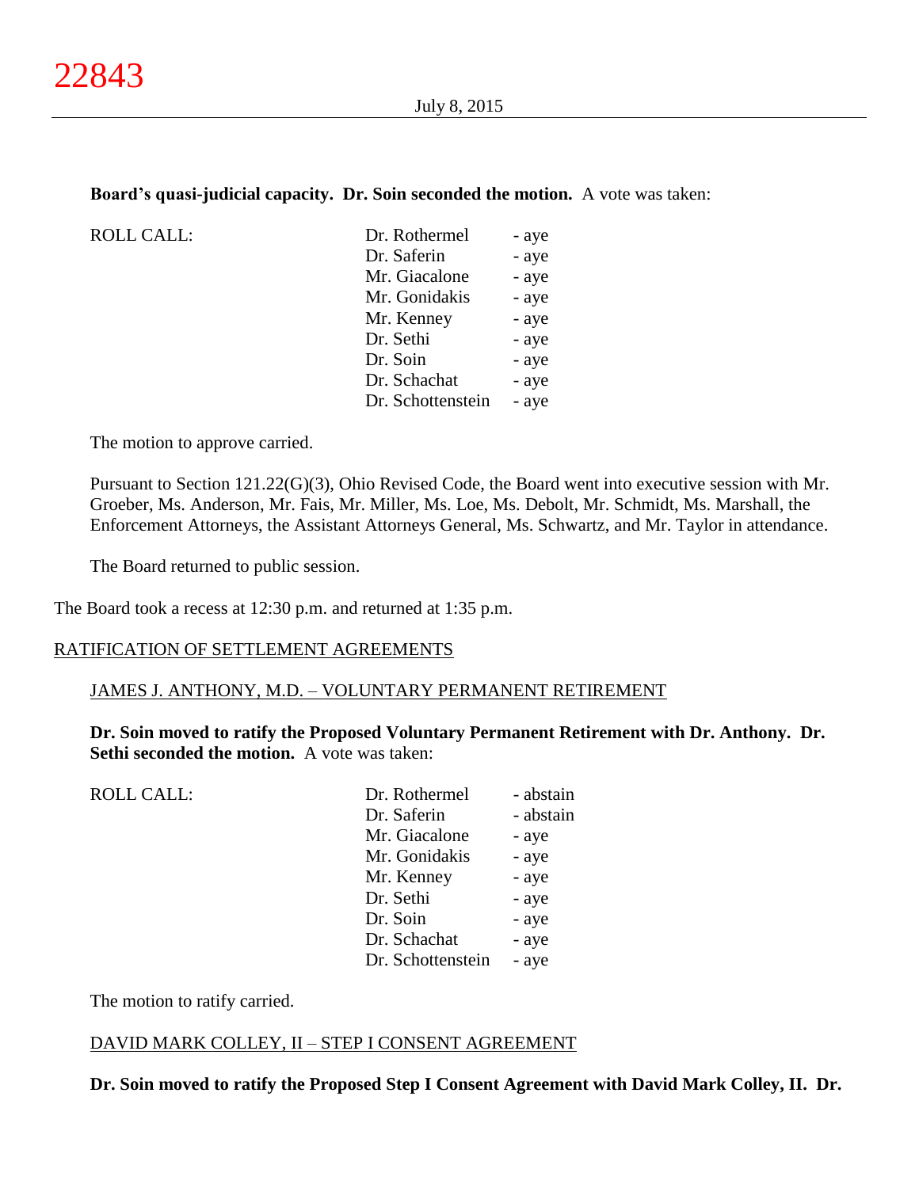**Board's quasi-judicial capacity. Dr. Soin seconded the motion.** A vote was taken:

| ROLL CALL: | Dr. Rothermel | - aye |
|---|---|---|
| | Dr. Saferin | - aye |
| | Mr. Giacalone | - aye |
| | Mr. Gonidakis | - aye |
| | Mr. Kenney | - aye |
| | Dr. Sethi | - aye |
| | Dr. Soin | - aye |
| | Dr. Schachat | - aye |
| | Dr. Schottenstein | - aye |

The motion to approve carried.

Pursuant to Section 121.22(G)(3), Ohio Revised Code, the Board went into executive session with Mr. Groeber, Ms. Anderson, Mr. Fais, Mr. Miller, Ms. Loe, Ms. Debolt, Mr. Schmidt, Ms. Marshall, the Enforcement Attorneys, the Assistant Attorneys General, Ms. Schwartz, and Mr. Taylor in attendance.

The Board returned to public session.

The Board took a recess at 12:30 p.m. and returned at 1:35 p.m.

## RATIFICATION OF SETTLEMENT AGREEMENTS

### JAMES J. ANTHONY, M.D. – VOLUNTARY PERMANENT RETIREMENT

**Dr. Soin moved to ratify the Proposed Voluntary Permanent Retirement with Dr. Anthony. Dr. Sethi seconded the motion.** A vote was taken:

| ROLL CALL: | Dr. Rothermel | - abstain |
|---|---|---|
| | Dr. Saferin | - abstain |
| | Mr. Giacalone | - aye |
| | Mr. Gonidakis | - aye |
| | Mr. Kenney | - aye |
| | Dr. Sethi | - aye |
| | Dr. Soin | - aye |
| | Dr. Schachat | - aye |
| | Dr. Schottenstein | - aye |

The motion to ratify carried.

### DAVID MARK COLLEY, II – STEP I CONSENT AGREEMENT

**Dr. Soin moved to ratify the Proposed Step I Consent Agreement with David Mark Colley, II. Dr.**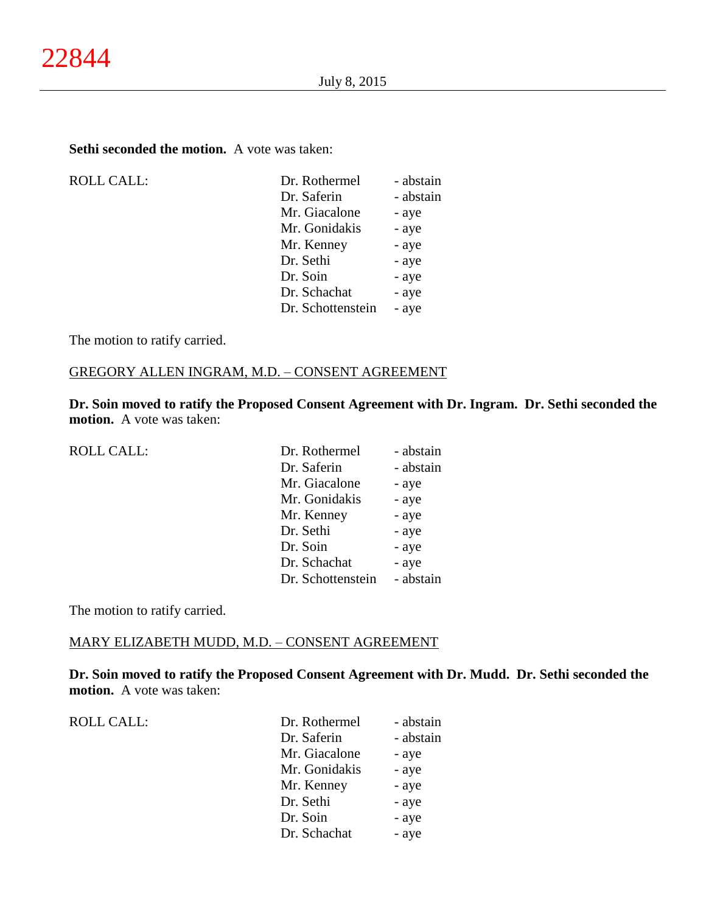**Sethi seconded the motion.** A vote was taken:

| ROLL CALL: | Dr. Rothermel | - abstain |
|---|---|---|
| | Dr. Saferin | - abstain |
| | Mr. Giacalone | - aye |
| | Mr. Gonidakis | - aye |
| | Mr. Kenney | - aye |
| | Dr. Sethi | - aye |
| | Dr. Soin | - aye |
| | Dr. Schachat | - aye |
| | Dr. Schottenstein | - aye |

The motion to ratify carried.

GREGORY ALLEN INGRAM, M.D. – CONSENT AGREEMENT

**Dr. Soin moved to ratify the Proposed Consent Agreement with Dr. Ingram. Dr. Sethi seconded the motion.** A vote was taken:

| ROLL CALL: | Dr. Rothermel | - abstain |
|---|---|---|
| | Dr. Saferin | - abstain |
| | Mr. Giacalone | - aye |
| | Mr. Gonidakis | - aye |
| | Mr. Kenney | - aye |
| | Dr. Sethi | - aye |
| | Dr. Soin | - aye |
| | Dr. Schachat | - aye |
| | Dr. Schottenstein | - abstain |

The motion to ratify carried.

MARY ELIZABETH MUDD, M.D. – CONSENT AGREEMENT

**Dr. Soin moved to ratify the Proposed Consent Agreement with Dr. Mudd. Dr. Sethi seconded the motion.** A vote was taken:

| ROLL CALL: | Dr. Rothermel | - abstain |
|---|---|---|
| | Dr. Saferin | - abstain |
| | Mr. Giacalone | - aye |
| | Mr. Gonidakis | - aye |
| | Mr. Kenney | - aye |
| | Dr. Sethi | - aye |
| | Dr. Soin | - aye |
| | Dr. Schachat | - aye |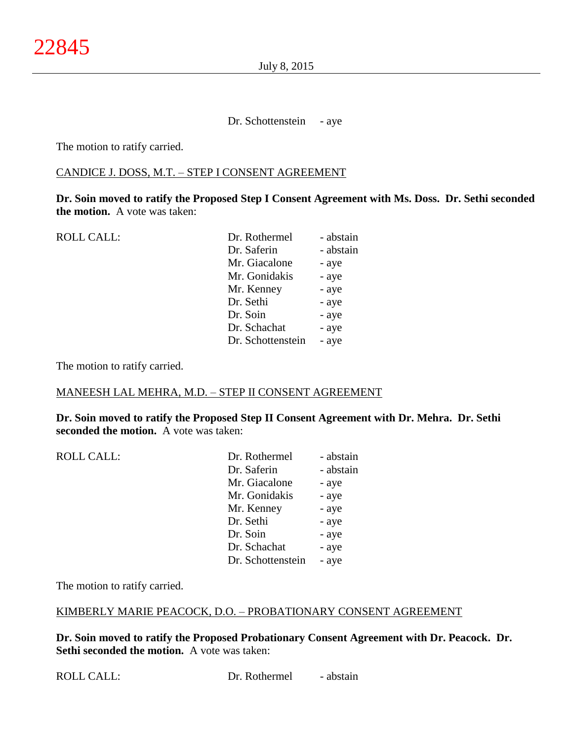Dr. Schottenstein - aye

The motion to ratify carried.

CANDICE J. DOSS, M.T. – STEP I CONSENT AGREEMENT

**Dr. Soin moved to ratify the Proposed Step I Consent Agreement with Ms. Doss. Dr. Sethi seconded the motion.** A vote was taken:

| ROLL CALL: | | |
|---|---|---|
| | Dr. Rothermel | - abstain |
| | Dr. Saferin | - abstain |
| | Mr. Giacalone | - aye |
| | Mr. Gonidakis | - aye |
| | Mr. Kenney | - aye |
| | Dr. Sethi | - aye |
| | Dr. Soin | - aye |
| | Dr. Schachat | - aye |
| | Dr. Schottenstein | - aye |

The motion to ratify carried.

MANEESH LAL MEHRA, M.D. – STEP II CONSENT AGREEMENT

**Dr. Soin moved to ratify the Proposed Step II Consent Agreement with Dr. Mehra. Dr. Sethi seconded the motion.** A vote was taken:

| ROLL CALL: | | |
|---|---|---|
| | Dr. Rothermel | - abstain |
| | Dr. Saferin | - abstain |
| | Mr. Giacalone | - aye |
| | Mr. Gonidakis | - aye |
| | Mr. Kenney | - aye |
| | Dr. Sethi | - aye |
| | Dr. Soin | - aye |
| | Dr. Schachat | - aye |
| | Dr. Schottenstein | - aye |

The motion to ratify carried.

KIMBERLY MARIE PEACOCK, D.O. – PROBATIONARY CONSENT AGREEMENT

**Dr. Soin moved to ratify the Proposed Probationary Consent Agreement with Dr. Peacock. Dr. Sethi seconded the motion.** A vote was taken:

ROLL CALL: Dr. Rothermel - abstain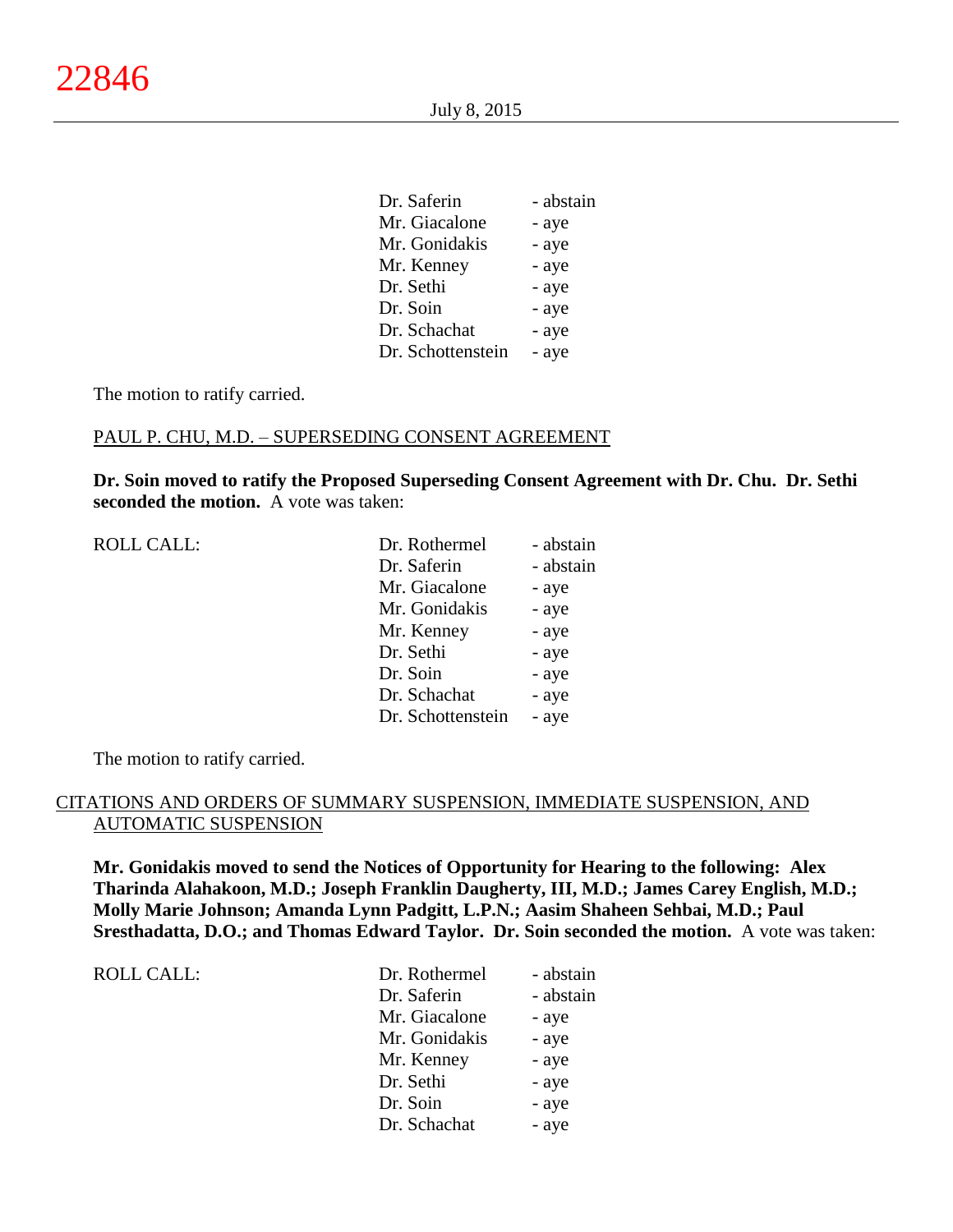| | | |
|---|---|---|
| | Dr. Saferin | - abstain |
| | Mr. Giacalone | - aye |
| | Mr. Gonidakis | - aye |
| | Mr. Kenney | - aye |
| | Dr. Sethi | - aye |
| | Dr. Soin | - aye |
| | Dr. Schachat | - aye |
| | Dr. Schottenstein | - aye |

The motion to ratify carried.

PAUL P. CHU, M.D. – SUPERSEDING CONSENT AGREEMENT

**Dr. Soin moved to ratify the Proposed Superseding Consent Agreement with Dr. Chu. Dr. Sethi seconded the motion.** A vote was taken:

| | | |
|---|---|---|
| ROLL CALL: | Dr. Rothermel | - abstain |
| | Dr. Saferin | - abstain |
| | Mr. Giacalone | - aye |
| | Mr. Gonidakis | - aye |
| | Mr. Kenney | - aye |
| | Dr. Sethi | - aye |
| | Dr. Soin | - aye |
| | Dr. Schachat | - aye |
| | Dr. Schottenstein | - aye |

The motion to ratify carried.

CITATIONS AND ORDERS OF SUMMARY SUSPENSION, IMMEDIATE SUSPENSION, AND AUTOMATIC SUSPENSION

**Mr. Gonidakis moved to send the Notices of Opportunity for Hearing to the following: Alex Tharinda Alahakoon, M.D.; Joseph Franklin Daugherty, III, M.D.; James Carey English, M.D.; Molly Marie Johnson; Amanda Lynn Padgitt, L.P.N.; Aasim Shaheen Sehbai, M.D.; Paul Sresthadatta, D.O.; and Thomas Edward Taylor. Dr. Soin seconded the motion.** A vote was taken:

| | | |
|---|---|---|
| ROLL CALL: | Dr. Rothermel | - abstain |
| | Dr. Saferin | - abstain |
| | Mr. Giacalone | - aye |
| | Mr. Gonidakis | - aye |
| | Mr. Kenney | - aye |
| | Dr. Sethi | - aye |
| | Dr. Soin | - aye |
| | Dr. Schachat | - aye |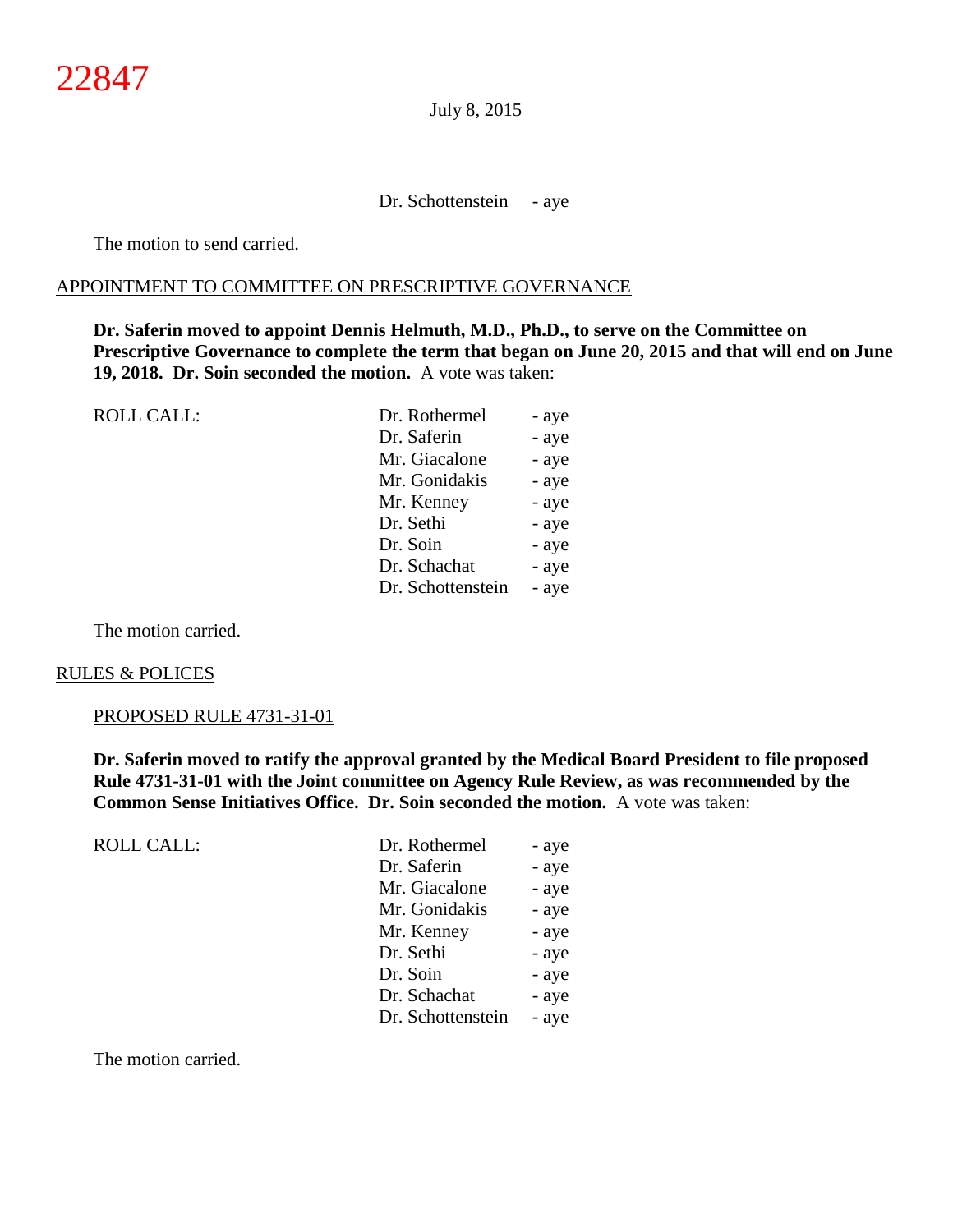Dr. Schottenstein - aye

The motion to send carried.

APPOINTMENT TO COMMITTEE ON PRESCRIPTIVE GOVERNANCE

**Dr. Saferin moved to appoint Dennis Helmuth, M.D., Ph.D., to serve on the Committee on Prescriptive Governance to complete the term that began on June 20, 2015 and that will end on June 19, 2018. Dr. Soin seconded the motion.** A vote was taken:

| ROLL CALL: | | |
|---|---|---|
| | Dr. Rothermel | - aye |
| | Dr. Saferin | - aye |
| | Mr. Giacalone | - aye |
| | Mr. Gonidakis | - aye |
| | Mr. Kenney | - aye |
| | Dr. Sethi | - aye |
| | Dr. Soin | - aye |
| | Dr. Schachat | - aye |
| | Dr. Schottenstein | - aye |

The motion carried.

RULES & POLICES

PROPOSED RULE 4731-31-01

**Dr. Saferin moved to ratify the approval granted by the Medical Board President to file proposed Rule 4731-31-01 with the Joint committee on Agency Rule Review, as was recommended by the Common Sense Initiatives Office. Dr. Soin seconded the motion.** A vote was taken:

| ROLL CALL: | | |
|---|---|---|
| | Dr. Rothermel | - aye |
| | Dr. Saferin | - aye |
| | Mr. Giacalone | - aye |
| | Mr. Gonidakis | - aye |
| | Mr. Kenney | - aye |
| | Dr. Sethi | - aye |
| | Dr. Soin | - aye |
| | Dr. Schachat | - aye |
| | Dr. Schottenstein | - aye |

The motion carried.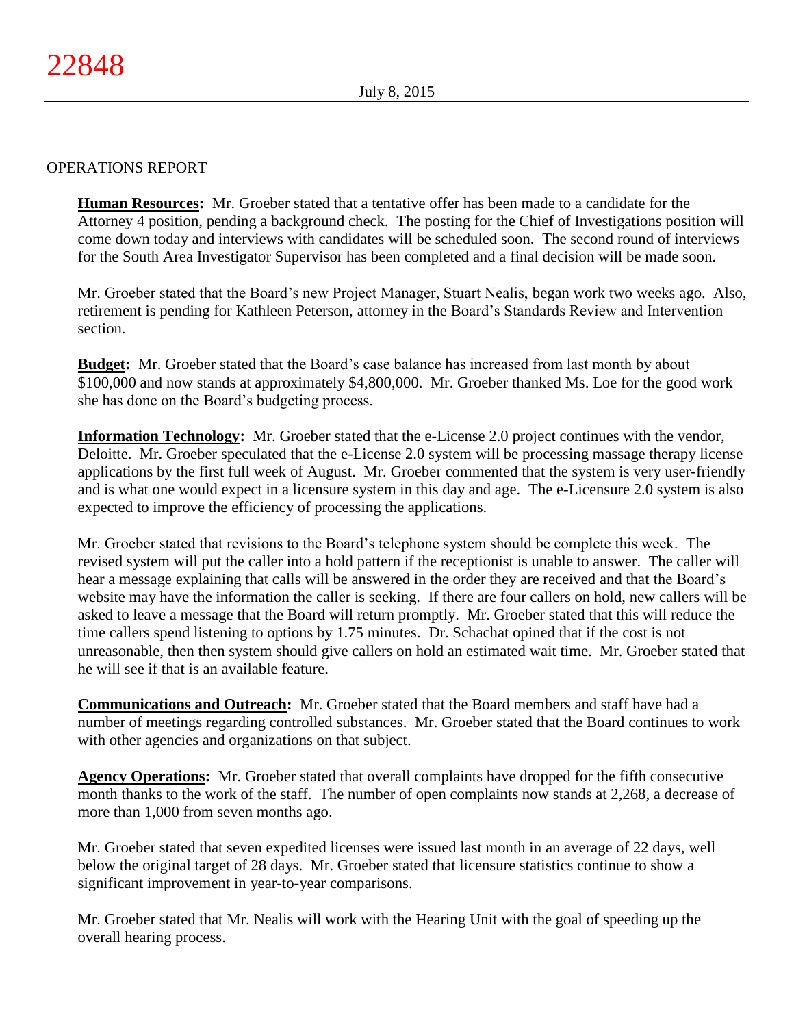OPERATIONS REPORT

**Human Resources:** Mr. Groeber stated that a tentative offer has been made to a candidate for the Attorney 4 position, pending a background check. The posting for the Chief of Investigations position will come down today and interviews with candidates will be scheduled soon. The second round of interviews for the South Area Investigator Supervisor has been completed and a final decision will be made soon.

Mr. Groeber stated that the Board's new Project Manager, Stuart Nealis, began work two weeks ago. Also, retirement is pending for Kathleen Peterson, attorney in the Board's Standards Review and Intervention section.

**Budget:** Mr. Groeber stated that the Board's case balance has increased from last month by about $100,000 and now stands at approximately $4,800,000. Mr. Groeber thanked Ms. Loe for the good work she has done on the Board's budgeting process.

**Information Technology:** Mr. Groeber stated that the e-License 2.0 project continues with the vendor, Deloitte. Mr. Groeber speculated that the e-License 2.0 system will be processing massage therapy license applications by the first full week of August. Mr. Groeber commented that the system is very user-friendly and is what one would expect in a licensure system in this day and age. The e-Licensure 2.0 system is also expected to improve the efficiency of processing the applications.

Mr. Groeber stated that revisions to the Board's telephone system should be complete this week. The revised system will put the caller into a hold pattern if the receptionist is unable to answer. The caller will hear a message explaining that calls will be answered in the order they are received and that the Board's website may have the information the caller is seeking. If there are four callers on hold, new callers will be asked to leave a message that the Board will return promptly. Mr. Groeber stated that this will reduce the time callers spend listening to options by 1.75 minutes. Dr. Schachat opined that if the cost is not unreasonable, then then system should give callers on hold an estimated wait time. Mr. Groeber stated that he will see if that is an available feature.

**Communications and Outreach:** Mr. Groeber stated that the Board members and staff have had a number of meetings regarding controlled substances. Mr. Groeber stated that the Board continues to work with other agencies and organizations on that subject.

**Agency Operations:** Mr. Groeber stated that overall complaints have dropped for the fifth consecutive month thanks to the work of the staff. The number of open complaints now stands at 2,268, a decrease of more than 1,000 from seven months ago.

Mr. Groeber stated that seven expedited licenses were issued last month in an average of 22 days, well below the original target of 28 days. Mr. Groeber stated that licensure statistics continue to show a significant improvement in year-to-year comparisons.

Mr. Groeber stated that Mr. Nealis will work with the Hearing Unit with the goal of speeding up the overall hearing process.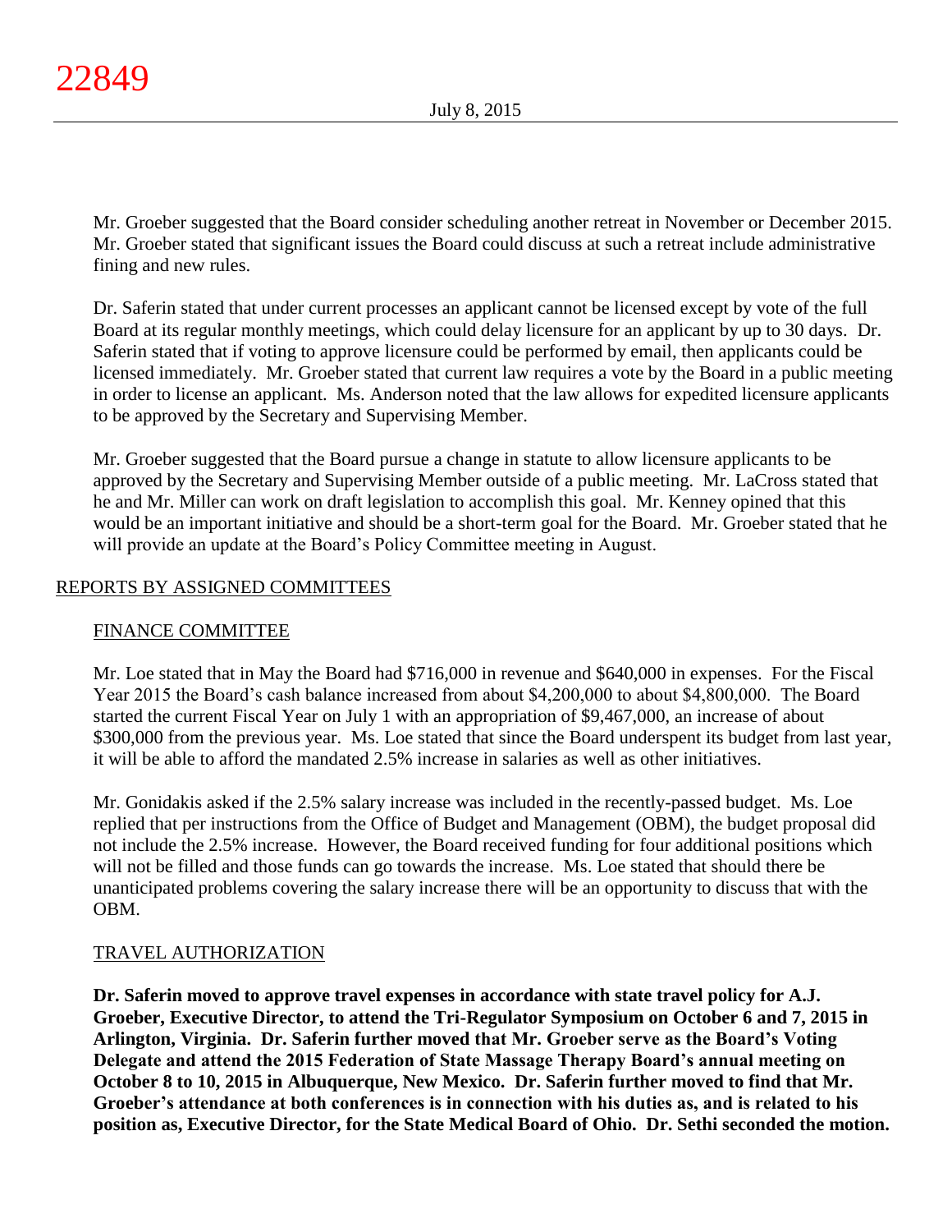Mr. Groeber suggested that the Board consider scheduling another retreat in November or December 2015. Mr. Groeber stated that significant issues the Board could discuss at such a retreat include administrative fining and new rules.

Dr. Saferin stated that under current processes an applicant cannot be licensed except by vote of the full Board at its regular monthly meetings, which could delay licensure for an applicant by up to 30 days. Dr. Saferin stated that if voting to approve licensure could be performed by email, then applicants could be licensed immediately. Mr. Groeber stated that current law requires a vote by the Board in a public meeting in order to license an applicant. Ms. Anderson noted that the law allows for expedited licensure applicants to be approved by the Secretary and Supervising Member.

Mr. Groeber suggested that the Board pursue a change in statute to allow licensure applicants to be approved by the Secretary and Supervising Member outside of a public meeting. Mr. LaCross stated that he and Mr. Miller can work on draft legislation to accomplish this goal. Mr. Kenney opined that this would be an important initiative and should be a short-term goal for the Board. Mr. Groeber stated that he will provide an update at the Board's Policy Committee meeting in August.

## REPORTS BY ASSIGNED COMMITTEES

### FINANCE COMMITTEE

Mr. Loe stated that in May the Board had $716,000 in revenue and $640,000 in expenses. For the Fiscal Year 2015 the Board's cash balance increased from about $4,200,000 to about $4,800,000. The Board started the current Fiscal Year on July 1 with an appropriation of $9,467,000, an increase of about $300,000 from the previous year. Ms. Loe stated that since the Board underspent its budget from last year, it will be able to afford the mandated 2.5% increase in salaries as well as other initiatives.

Mr. Gonidakis asked if the 2.5% salary increase was included in the recently-passed budget. Ms. Loe replied that per instructions from the Office of Budget and Management (OBM), the budget proposal did not include the 2.5% increase. However, the Board received funding for four additional positions which will not be filled and those funds can go towards the increase. Ms. Loe stated that should there be unanticipated problems covering the salary increase there will be an opportunity to discuss that with the OBM.

### TRAVEL AUTHORIZATION

**Dr. Saferin moved to approve travel expenses in accordance with state travel policy for A.J. Groeber, Executive Director, to attend the Tri-Regulator Symposium on October 6 and 7, 2015 in Arlington, Virginia. Dr. Saferin further moved that Mr. Groeber serve as the Board's Voting Delegate and attend the 2015 Federation of State Massage Therapy Board's annual meeting on October 8 to 10, 2015 in Albuquerque, New Mexico. Dr. Saferin further moved to find that Mr. Groeber's attendance at both conferences is in connection with his duties as, and is related to his position as, Executive Director, for the State Medical Board of Ohio. Dr. Sethi seconded the motion.**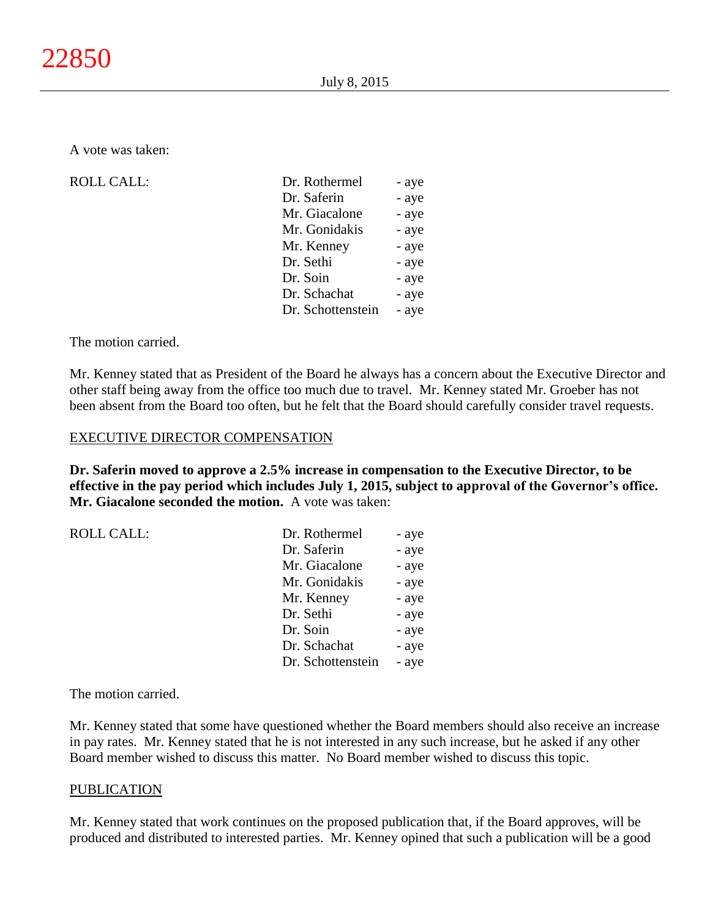A vote was taken:

| ROLL CALL: | | |
|---|---|---|
| | Dr. Rothermel | - aye |
| | Dr. Saferin | - aye |
| | Mr. Giacalone | - aye |
| | Mr. Gonidakis | - aye |
| | Mr. Kenney | - aye |
| | Dr. Sethi | - aye |
| | Dr. Soin | - aye |
| | Dr. Schachat | - aye |
| | Dr. Schottenstein | - aye |

The motion carried.

Mr. Kenney stated that as President of the Board he always has a concern about the Executive Director and other staff being away from the office too much due to travel. Mr. Kenney stated Mr. Groeber has not been absent from the Board too often, but he felt that the Board should carefully consider travel requests.

## EXECUTIVE DIRECTOR COMPENSATION

**Dr. Saferin moved to approve a 2.5% increase in compensation to the Executive Director, to be effective in the pay period which includes July 1, 2015, subject to approval of the Governor's office. Mr. Giacalone seconded the motion.** A vote was taken:

| ROLL CALL: | | |
|---|---|---|
| | Dr. Rothermel | - aye |
| | Dr. Saferin | - aye |
| | Mr. Giacalone | - aye |
| | Mr. Gonidakis | - aye |
| | Mr. Kenney | - aye |
| | Dr. Sethi | - aye |
| | Dr. Soin | - aye |
| | Dr. Schachat | - aye |
| | Dr. Schottenstein | - aye |

The motion carried.

Mr. Kenney stated that some have questioned whether the Board members should also receive an increase in pay rates. Mr. Kenney stated that he is not interested in any such increase, but he asked if any other Board member wished to discuss this matter. No Board member wished to discuss this topic.

## PUBLICATION

Mr. Kenney stated that work continues on the proposed publication that, if the Board approves, will be produced and distributed to interested parties. Mr. Kenney opined that such a publication will be a good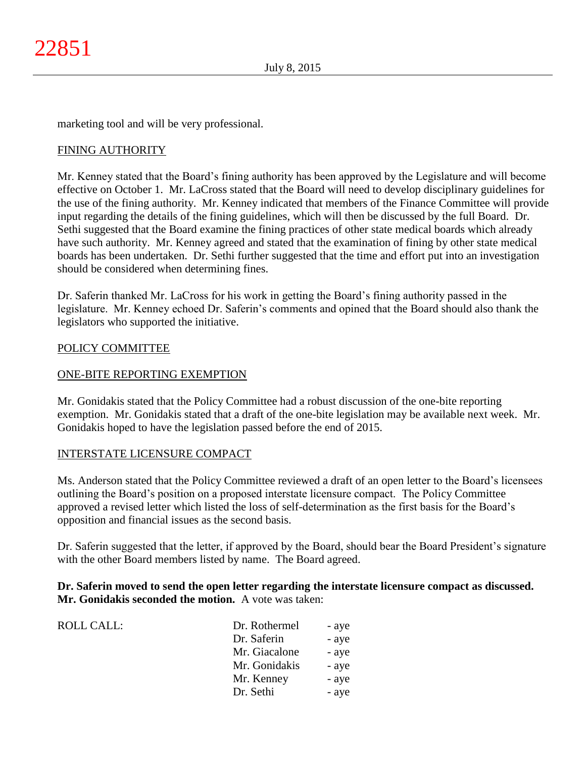marketing tool and will be very professional.

<u>FINING AUTHORITY</u>

Mr. Kenney stated that the Board's fining authority has been approved by the Legislature and will become effective on October 1. Mr. LaCross stated that the Board will need to develop disciplinary guidelines for the use of the fining authority. Mr. Kenney indicated that members of the Finance Committee will provide input regarding the details of the fining guidelines, which will then be discussed by the full Board. Dr. Sethi suggested that the Board examine the fining practices of other state medical boards which already have such authority. Mr. Kenney agreed and stated that the examination of fining by other state medical boards has been undertaken. Dr. Sethi further suggested that the time and effort put into an investigation should be considered when determining fines.

Dr. Saferin thanked Mr. LaCross for his work in getting the Board's fining authority passed in the legislature. Mr. Kenney echoed Dr. Saferin's comments and opined that the Board should also thank the legislators who supported the initiative.

<u>POLICY COMMITTEE</u>

<u>ONE-BITE REPORTING EXEMPTION</u>

Mr. Gonidakis stated that the Policy Committee had a robust discussion of the one-bite reporting exemption. Mr. Gonidakis stated that a draft of the one-bite legislation may be available next week. Mr. Gonidakis hoped to have the legislation passed before the end of 2015.

<u>INTERSTATE LICENSURE COMPACT</u>

Ms. Anderson stated that the Policy Committee reviewed a draft of an open letter to the Board's licensees outlining the Board's position on a proposed interstate licensure compact. The Policy Committee approved a revised letter which listed the loss of self-determination as the first basis for the Board's opposition and financial issues as the second basis.

Dr. Saferin suggested that the letter, if approved by the Board, should bear the Board President's signature with the other Board members listed by name. The Board agreed.

**Dr. Saferin moved to send the open letter regarding the interstate licensure compact as discussed. Mr. Gonidakis seconded the motion.** A vote was taken:

| ROLL CALL: | | |
|---|---|---|
| | Dr. Rothermel | - aye |
| | Dr. Saferin | - aye |
| | Mr. Giacalone | - aye |
| | Mr. Gonidakis | - aye |
| | Mr. Kenney | - aye |
| | Dr. Sethi | - aye |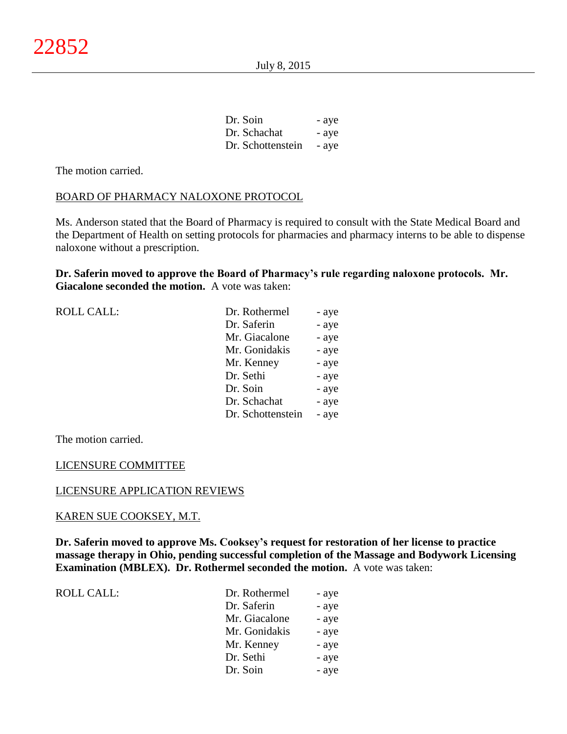| | | |
|---|---|---|
| | Dr. Soin | - aye |
| | Dr. Schachat | - aye |
| | Dr. Schottenstein | - aye |

The motion carried.

BOARD OF PHARMACY NALOXONE PROTOCOL

Ms. Anderson stated that the Board of Pharmacy is required to consult with the State Medical Board and the Department of Health on setting protocols for pharmacies and pharmacy interns to be able to dispense naloxone without a prescription.

**Dr. Saferin moved to approve the Board of Pharmacy's rule regarding naloxone protocols. Mr. Giacalone seconded the motion.** A vote was taken:

| | | |
|---|---|---|
| ROLL CALL: | Dr. Rothermel | - aye |
| | Dr. Saferin | - aye |
| | Mr. Giacalone | - aye |
| | Mr. Gonidakis | - aye |
| | Mr. Kenney | - aye |
| | Dr. Sethi | - aye |
| | Dr. Soin | - aye |
| | Dr. Schachat | - aye |
| | Dr. Schottenstein | - aye |

The motion carried.

LICENSURE COMMITTEE

LICENSURE APPLICATION REVIEWS

KAREN SUE COOKSEY, M.T.

**Dr. Saferin moved to approve Ms. Cooksey's request for restoration of her license to practice massage therapy in Ohio, pending successful completion of the Massage and Bodywork Licensing Examination (MBLEX). Dr. Rothermel seconded the motion.** A vote was taken:

| | | |
|---|---|---|
| ROLL CALL: | Dr. Rothermel | - aye |
| | Dr. Saferin | - aye |
| | Mr. Giacalone | - aye |
| | Mr. Gonidakis | - aye |
| | Mr. Kenney | - aye |
| | Dr. Sethi | - aye |
| | Dr. Soin | - aye |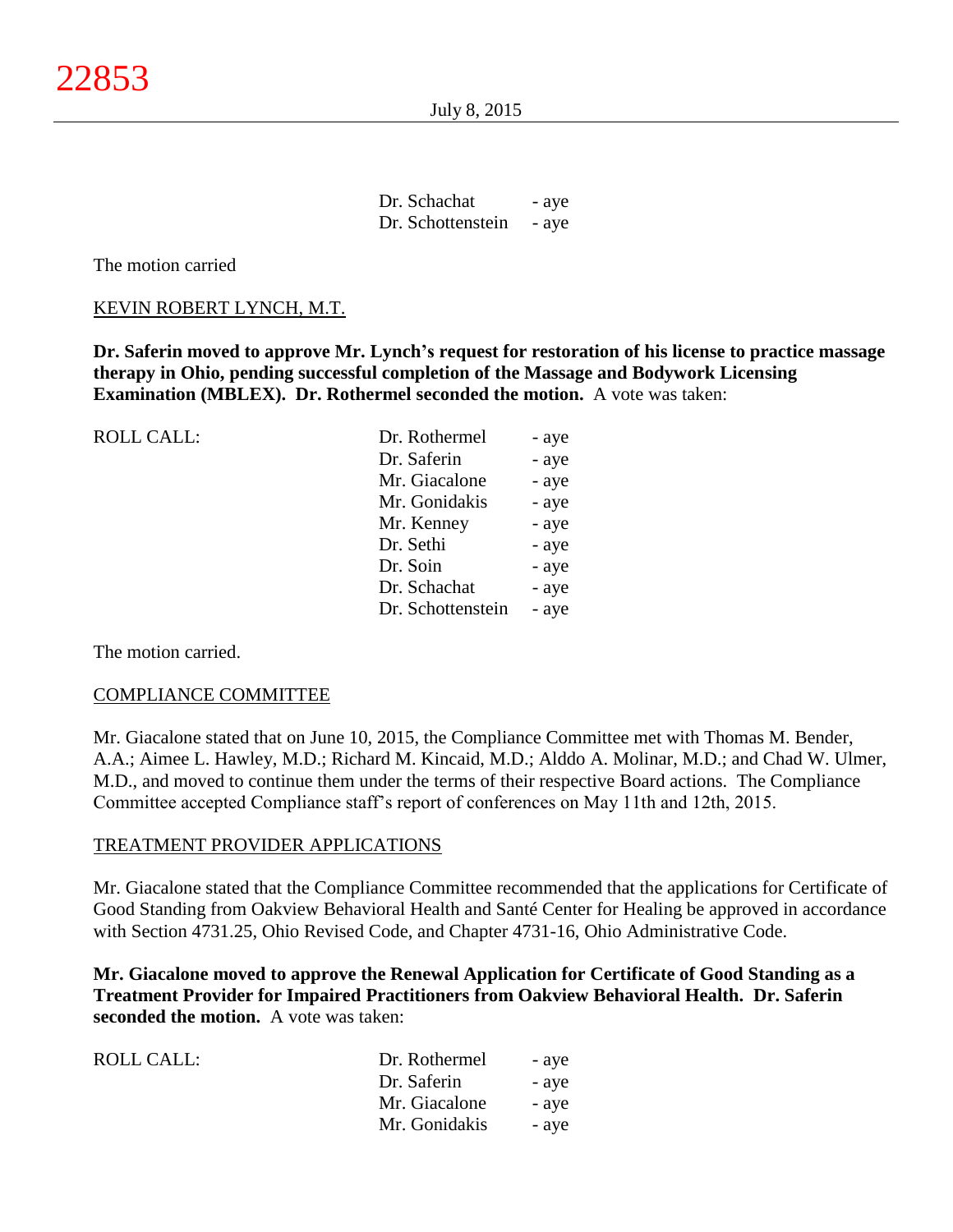Dr. Schachat - aye
Dr. Schottenstein - aye

The motion carried

KEVIN ROBERT LYNCH, M.T.

**Dr. Saferin moved to approve Mr. Lynch's request for restoration of his license to practice massage therapy in Ohio, pending successful completion of the Massage and Bodywork Licensing Examination (MBLEX). Dr. Rothermel seconded the motion.** A vote was taken:

ROLL CALL:

| | |
|---|---|
| Dr. Rothermel | - aye |
| Dr. Saferin | - aye |
| Mr. Giacalone | - aye |
| Mr. Gonidakis | - aye |
| Mr. Kenney | - aye |
| Dr. Sethi | - aye |
| Dr. Soin | - aye |
| Dr. Schachat | - aye |
| Dr. Schottenstein | - aye |

The motion carried.

COMPLIANCE COMMITTEE

Mr. Giacalone stated that on June 10, 2015, the Compliance Committee met with Thomas M. Bender, A.A.; Aimee L. Hawley, M.D.; Richard M. Kincaid, M.D.; Alddo A. Molinar, M.D.; and Chad W. Ulmer, M.D., and moved to continue them under the terms of their respective Board actions. The Compliance Committee accepted Compliance staff's report of conferences on May 11th and 12th, 2015.

TREATMENT PROVIDER APPLICATIONS

Mr. Giacalone stated that the Compliance Committee recommended that the applications for Certificate of Good Standing from Oakview Behavioral Health and Santé Center for Healing be approved in accordance with Section 4731.25, Ohio Revised Code, and Chapter 4731-16, Ohio Administrative Code.

**Mr. Giacalone moved to approve the Renewal Application for Certificate of Good Standing as a Treatment Provider for Impaired Practitioners from Oakview Behavioral Health. Dr. Saferin seconded the motion.** A vote was taken:

ROLL CALL:

| | |
|---|---|
| Dr. Rothermel | - aye |
| Dr. Saferin | - aye |
| Mr. Giacalone | - aye |
| Mr. Gonidakis | - aye |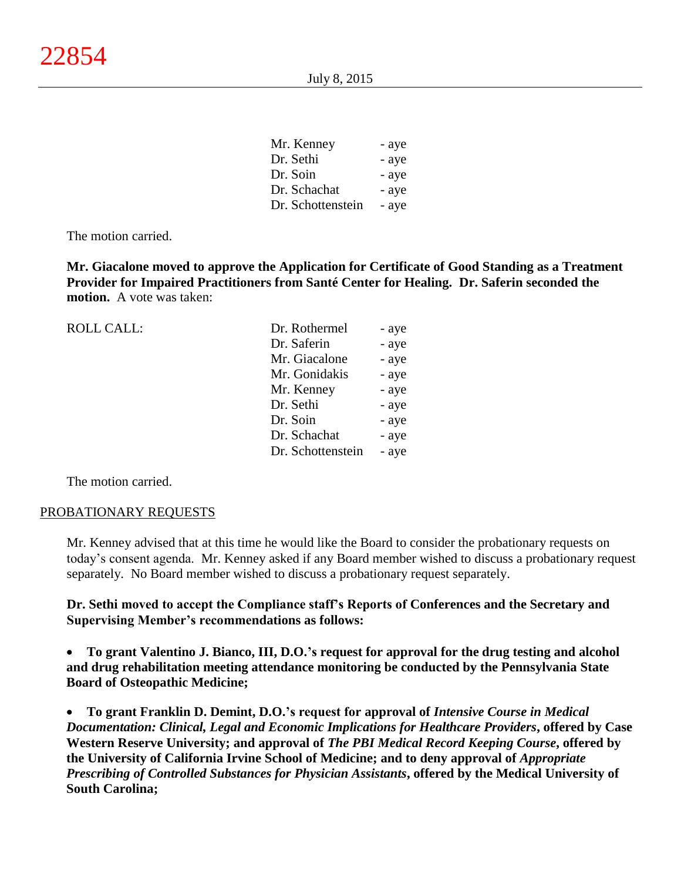| | |
|---|---|
| Mr. Kenney | - aye |
| Dr. Sethi | - aye |
| Dr. Soin | - aye |
| Dr. Schachat | - aye |
| Dr. Schottenstein | - aye |

The motion carried.

**Mr. Giacalone moved to approve the Application for Certificate of Good Standing as a Treatment Provider for Impaired Practitioners from Santé Center for Healing. Dr. Saferin seconded the motion.** A vote was taken:

| ROLL CALL: | | |
|---|---|---|
| | Dr. Rothermel | - aye |
| | Dr. Saferin | - aye |
| | Mr. Giacalone | - aye |
| | Mr. Gonidakis | - aye |
| | Mr. Kenney | - aye |
| | Dr. Sethi | - aye |
| | Dr. Soin | - aye |
| | Dr. Schachat | - aye |
| | Dr. Schottenstein | - aye |

The motion carried.

## PROBATIONARY REQUESTS

Mr. Kenney advised that at this time he would like the Board to consider the probationary requests on today's consent agenda. Mr. Kenney asked if any Board member wished to discuss a probationary request separately. No Board member wished to discuss a probationary request separately.

**Dr. Sethi moved to accept the Compliance staff's Reports of Conferences and the Secretary and Supervising Member's recommendations as follows:**

- **To grant Valentino J. Bianco, III, D.O.'s request for approval for the drug testing and alcohol and drug rehabilitation meeting attendance monitoring be conducted by the Pennsylvania State Board of Osteopathic Medicine;**

- **To grant Franklin D. Demint, D.O.'s request for approval of *Intensive Course in Medical Documentation: Clinical, Legal and Economic Implications for Healthcare Providers*, offered by Case Western Reserve University; and approval of *The PBI Medical Record Keeping Course*, offered by the University of California Irvine School of Medicine; and to deny approval of *Appropriate Prescribing of Controlled Substances for Physician Assistants*, offered by the Medical University of South Carolina;**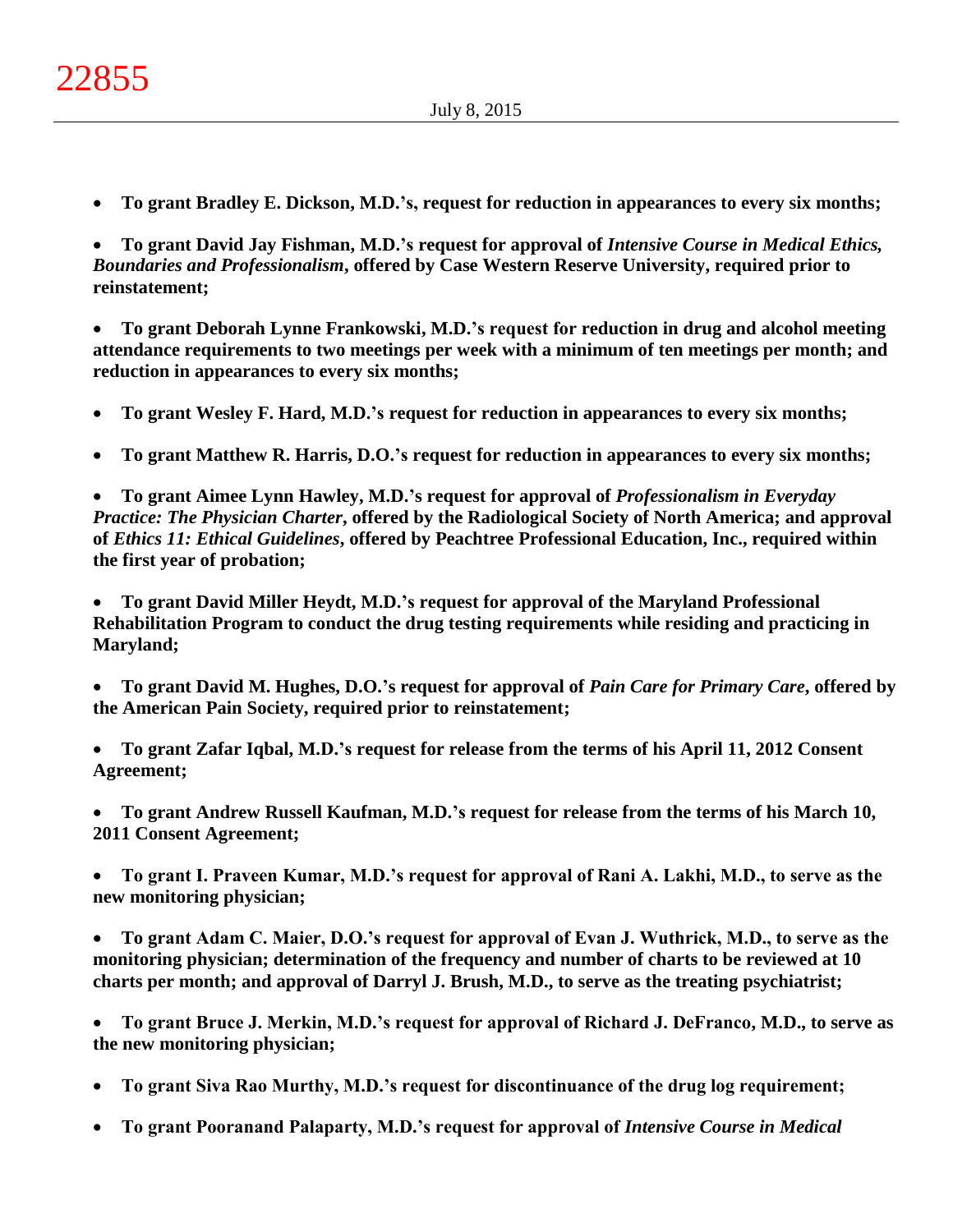- **To grant Bradley E. Dickson, M.D.'s, request for reduction in appearances to every six months;**

- **To grant David Jay Fishman, M.D.'s request for approval of *Intensive Course in Medical Ethics, Boundaries and Professionalism*, offered by Case Western Reserve University, required prior to reinstatement;**

- **To grant Deborah Lynne Frankowski, M.D.'s request for reduction in drug and alcohol meeting attendance requirements to two meetings per week with a minimum of ten meetings per month; and reduction in appearances to every six months;**

- **To grant Wesley F. Hard, M.D.'s request for reduction in appearances to every six months;**

- **To grant Matthew R. Harris, D.O.'s request for reduction in appearances to every six months;**

- **To grant Aimee Lynn Hawley, M.D.'s request for approval of *Professionalism in Everyday Practice: The Physician Charter*, offered by the Radiological Society of North America; and approval of *Ethics 11: Ethical Guidelines*, offered by Peachtree Professional Education, Inc., required within the first year of probation;**

- **To grant David Miller Heydt, M.D.'s request for approval of the Maryland Professional Rehabilitation Program to conduct the drug testing requirements while residing and practicing in Maryland;**

- **To grant David M. Hughes, D.O.'s request for approval of *Pain Care for Primary Care*, offered by the American Pain Society, required prior to reinstatement;**

- **To grant Zafar Iqbal, M.D.'s request for release from the terms of his April 11, 2012 Consent Agreement;**

- **To grant Andrew Russell Kaufman, M.D.'s request for release from the terms of his March 10, 2011 Consent Agreement;**

- **To grant I. Praveen Kumar, M.D.'s request for approval of Rani A. Lakhi, M.D., to serve as the new monitoring physician;**

- **To grant Adam C. Maier, D.O.'s request for approval of Evan J. Wuthrick, M.D., to serve as the monitoring physician; determination of the frequency and number of charts to be reviewed at 10 charts per month; and approval of Darryl J. Brush, M.D., to serve as the treating psychiatrist;**

- **To grant Bruce J. Merkin, M.D.'s request for approval of Richard J. DeFranco, M.D., to serve as the new monitoring physician;**

- **To grant Siva Rao Murthy, M.D.'s request for discontinuance of the drug log requirement;**

- **To grant Pooranand Palaparty, M.D.'s request for approval of *Intensive Course in Medical***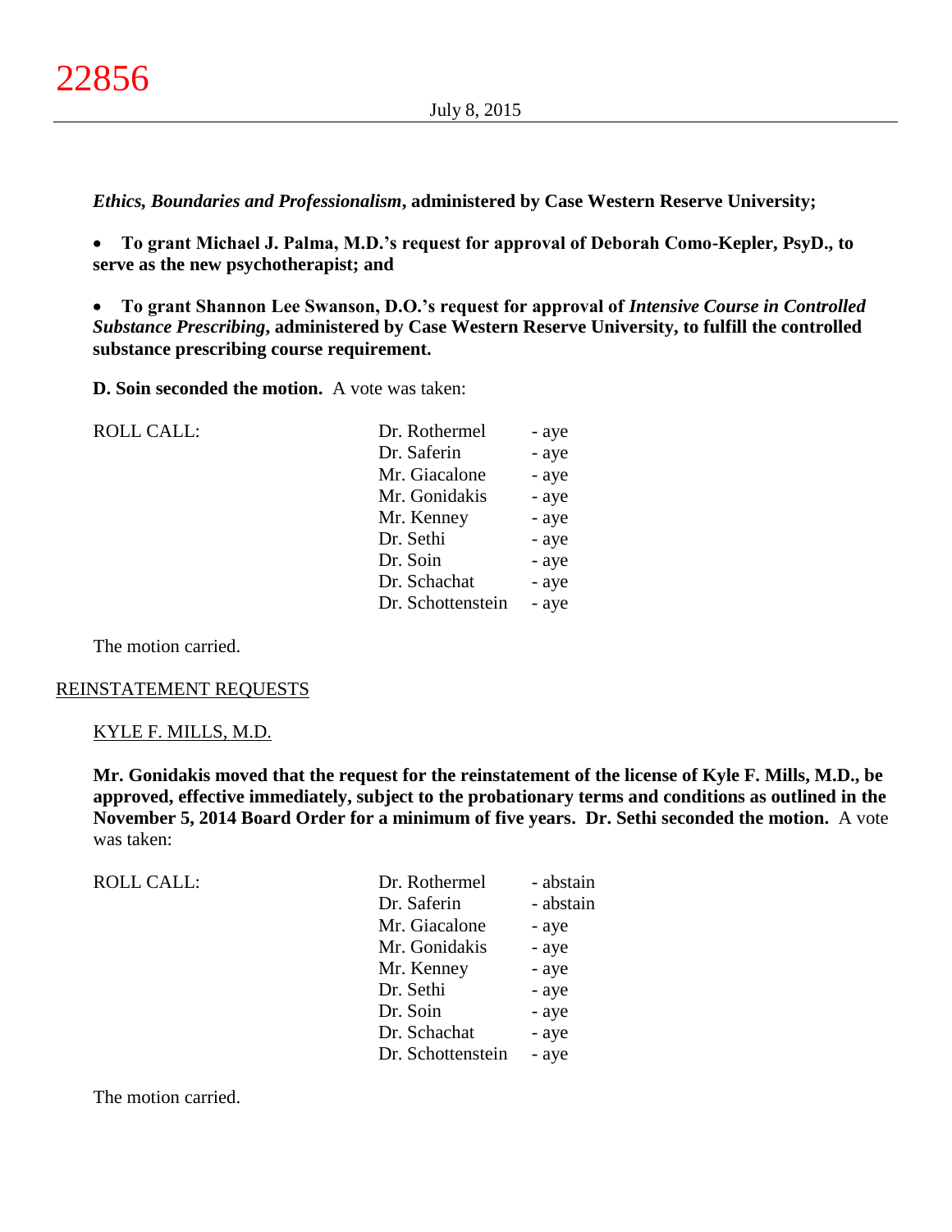***Ethics, Boundaries and Professionalism*, administered by Case Western Reserve University;**

- **To grant Michael J. Palma, M.D.'s request for approval of Deborah Como-Kepler, PsyD., to serve as the new psychotherapist; and**

- **To grant Shannon Lee Swanson, D.O.'s request for approval of *Intensive Course in Controlled Substance Prescribing*, administered by Case Western Reserve University, to fulfill the controlled substance prescribing course requirement.**

**D. Soin seconded the motion.** A vote was taken:

| ROLL CALL: | | |
|---|---|---|
| | Dr. Rothermel | - aye |
| | Dr. Saferin | - aye |
| | Mr. Giacalone | - aye |
| | Mr. Gonidakis | - aye |
| | Mr. Kenney | - aye |
| | Dr. Sethi | - aye |
| | Dr. Soin | - aye |
| | Dr. Schachat | - aye |
| | Dr. Schottenstein | - aye |

The motion carried.

REINSTATEMENT REQUESTS

KYLE F. MILLS, M.D.

**Mr. Gonidakis moved that the request for the reinstatement of the license of Kyle F. Mills, M.D., be approved, effective immediately, subject to the probationary terms and conditions as outlined in the November 5, 2014 Board Order for a minimum of five years. Dr. Sethi seconded the motion.** A vote was taken:

| ROLL CALL: | | |
|---|---|---|
| | Dr. Rothermel | - abstain |
| | Dr. Saferin | - abstain |
| | Mr. Giacalone | - aye |
| | Mr. Gonidakis | - aye |
| | Mr. Kenney | - aye |
| | Dr. Sethi | - aye |
| | Dr. Soin | - aye |
| | Dr. Schachat | - aye |
| | Dr. Schottenstein | - aye |

The motion carried.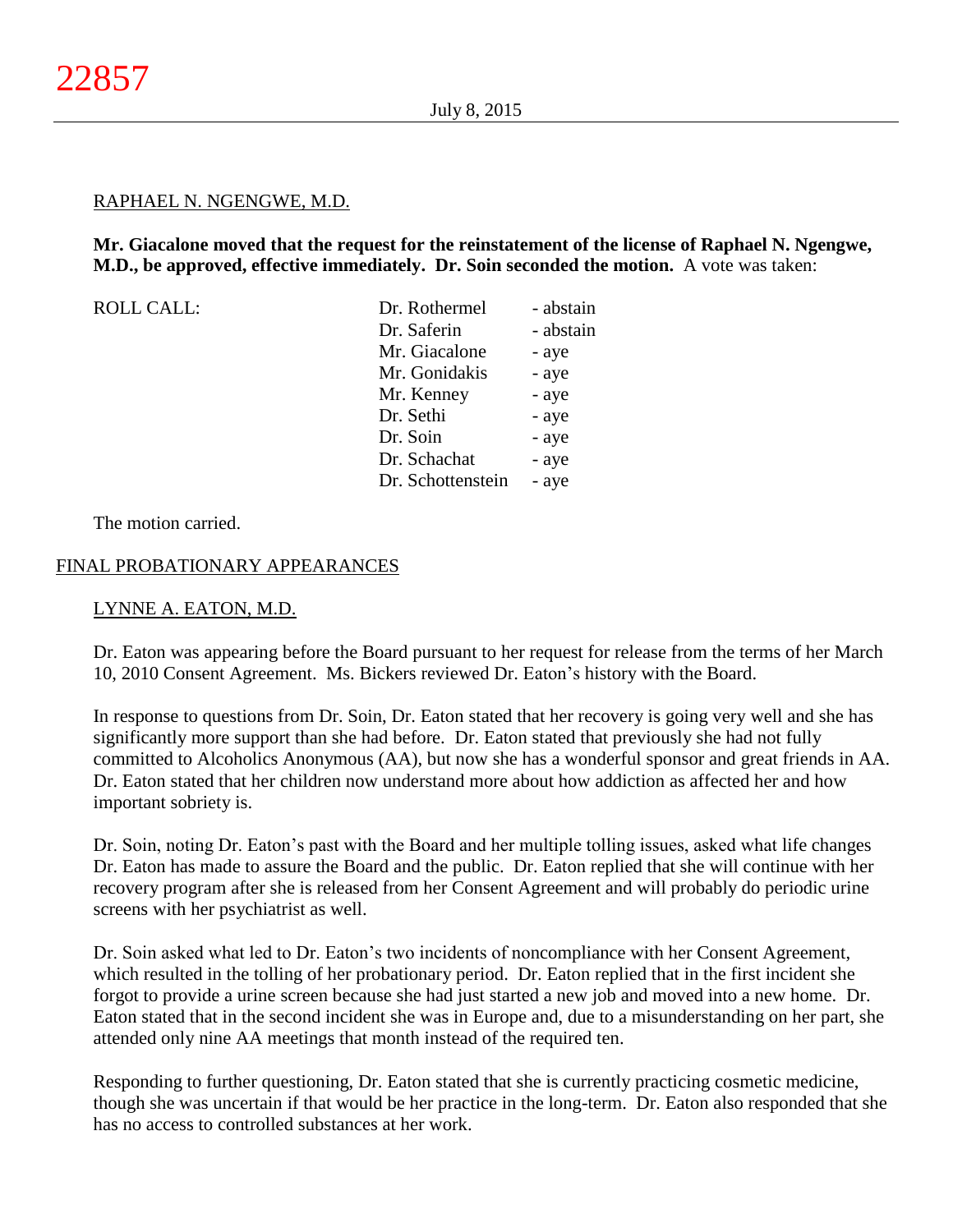RAPHAEL N. NGENGWE, M.D.

**Mr. Giacalone moved that the request for the reinstatement of the license of Raphael N. Ngengwe, M.D., be approved, effective immediately. Dr. Soin seconded the motion.** A vote was taken:

| ROLL CALL: | Dr. Rothermel | - abstain |
|---|---|---|
| | Dr. Saferin | - abstain |
| | Mr. Giacalone | - aye |
| | Mr. Gonidakis | - aye |
| | Mr. Kenney | - aye |
| | Dr. Sethi | - aye |
| | Dr. Soin | - aye |
| | Dr. Schachat | - aye |
| | Dr. Schottenstein | - aye |

The motion carried.

FINAL PROBATIONARY APPEARANCES

LYNNE A. EATON, M.D.

Dr. Eaton was appearing before the Board pursuant to her request for release from the terms of her March 10, 2010 Consent Agreement. Ms. Bickers reviewed Dr. Eaton's history with the Board.

In response to questions from Dr. Soin, Dr. Eaton stated that her recovery is going very well and she has significantly more support than she had before. Dr. Eaton stated that previously she had not fully committed to Alcoholics Anonymous (AA), but now she has a wonderful sponsor and great friends in AA. Dr. Eaton stated that her children now understand more about how addiction as affected her and how important sobriety is.

Dr. Soin, noting Dr. Eaton's past with the Board and her multiple tolling issues, asked what life changes Dr. Eaton has made to assure the Board and the public. Dr. Eaton replied that she will continue with her recovery program after she is released from her Consent Agreement and will probably do periodic urine screens with her psychiatrist as well.

Dr. Soin asked what led to Dr. Eaton's two incidents of noncompliance with her Consent Agreement, which resulted in the tolling of her probationary period. Dr. Eaton replied that in the first incident she forgot to provide a urine screen because she had just started a new job and moved into a new home. Dr. Eaton stated that in the second incident she was in Europe and, due to a misunderstanding on her part, she attended only nine AA meetings that month instead of the required ten.

Responding to further questioning, Dr. Eaton stated that she is currently practicing cosmetic medicine, though she was uncertain if that would be her practice in the long-term. Dr. Eaton also responded that she has no access to controlled substances at her work.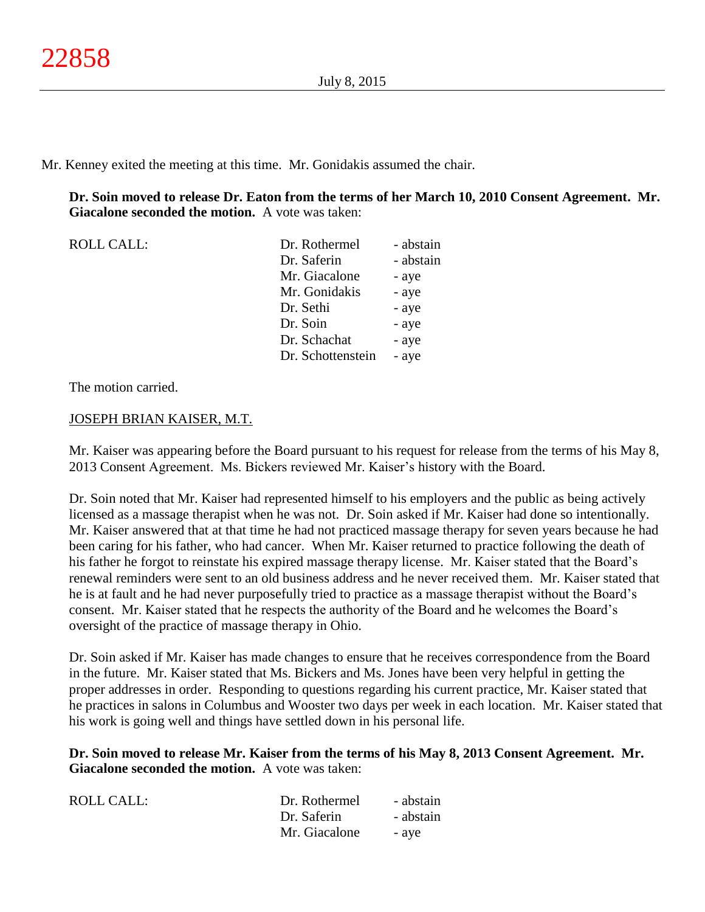Mr. Kenney exited the meeting at this time. Mr. Gonidakis assumed the chair.

**Dr. Soin moved to release Dr. Eaton from the terms of her March 10, 2010 Consent Agreement. Mr. Giacalone seconded the motion.** A vote was taken:

| ROLL CALL: | Dr. Rothermel | - abstain |
|---|---|---|
| | Dr. Saferin | - abstain |
| | Mr. Giacalone | - aye |
| | Mr. Gonidakis | - aye |
| | Dr. Sethi | - aye |
| | Dr. Soin | - aye |
| | Dr. Schachat | - aye |
| | Dr. Schottenstein | - aye |

The motion carried.

JOSEPH BRIAN KAISER, M.T.

Mr. Kaiser was appearing before the Board pursuant to his request for release from the terms of his May 8, 2013 Consent Agreement. Ms. Bickers reviewed Mr. Kaiser's history with the Board.

Dr. Soin noted that Mr. Kaiser had represented himself to his employers and the public as being actively licensed as a massage therapist when he was not. Dr. Soin asked if Mr. Kaiser had done so intentionally. Mr. Kaiser answered that at that time he had not practiced massage therapy for seven years because he had been caring for his father, who had cancer. When Mr. Kaiser returned to practice following the death of his father he forgot to reinstate his expired massage therapy license. Mr. Kaiser stated that the Board's renewal reminders were sent to an old business address and he never received them. Mr. Kaiser stated that he is at fault and he had never purposefully tried to practice as a massage therapist without the Board's consent. Mr. Kaiser stated that he respects the authority of the Board and he welcomes the Board's oversight of the practice of massage therapy in Ohio.

Dr. Soin asked if Mr. Kaiser has made changes to ensure that he receives correspondence from the Board in the future. Mr. Kaiser stated that Ms. Bickers and Ms. Jones have been very helpful in getting the proper addresses in order. Responding to questions regarding his current practice, Mr. Kaiser stated that he practices in salons in Columbus and Wooster two days per week in each location. Mr. Kaiser stated that his work is going well and things have settled down in his personal life.

**Dr. Soin moved to release Mr. Kaiser from the terms of his May 8, 2013 Consent Agreement. Mr. Giacalone seconded the motion.** A vote was taken:

| ROLL CALL: | Dr. Rothermel | - abstain |
|---|---|---|
| | Dr. Saferin | - abstain |
| | Mr. Giacalone | - aye |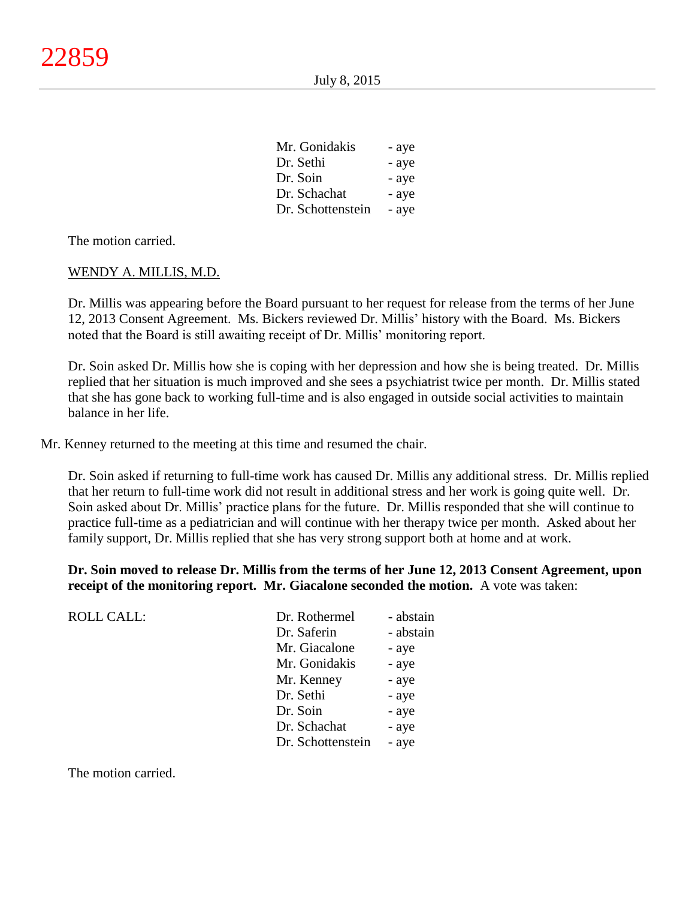| | |
|---|---|
| Mr. Gonidakis | - aye |
| Dr. Sethi | - aye |
| Dr. Soin | - aye |
| Dr. Schachat | - aye |
| Dr. Schottenstein | - aye |

The motion carried.

WENDY A. MILLIS, M.D.

Dr. Millis was appearing before the Board pursuant to her request for release from the terms of her June 12, 2013 Consent Agreement. Ms. Bickers reviewed Dr. Millis' history with the Board. Ms. Bickers noted that the Board is still awaiting receipt of Dr. Millis' monitoring report.

Dr. Soin asked Dr. Millis how she is coping with her depression and how she is being treated. Dr. Millis replied that her situation is much improved and she sees a psychiatrist twice per month. Dr. Millis stated that she has gone back to working full-time and is also engaged in outside social activities to maintain balance in her life.

Mr. Kenney returned to the meeting at this time and resumed the chair.

Dr. Soin asked if returning to full-time work has caused Dr. Millis any additional stress. Dr. Millis replied that her return to full-time work did not result in additional stress and her work is going quite well. Dr. Soin asked about Dr. Millis' practice plans for the future. Dr. Millis responded that she will continue to practice full-time as a pediatrician and will continue with her therapy twice per month. Asked about her family support, Dr. Millis replied that she has very strong support both at home and at work.

**Dr. Soin moved to release Dr. Millis from the terms of her June 12, 2013 Consent Agreement, upon receipt of the monitoring report. Mr. Giacalone seconded the motion.** A vote was taken:

| ROLL CALL: | | |
|---|---|---|
| | Dr. Rothermel | - abstain |
| | Dr. Saferin | - abstain |
| | Mr. Giacalone | - aye |
| | Mr. Gonidakis | - aye |
| | Mr. Kenney | - aye |
| | Dr. Sethi | - aye |
| | Dr. Soin | - aye |
| | Dr. Schachat | - aye |
| | Dr. Schottenstein | - aye |

The motion carried.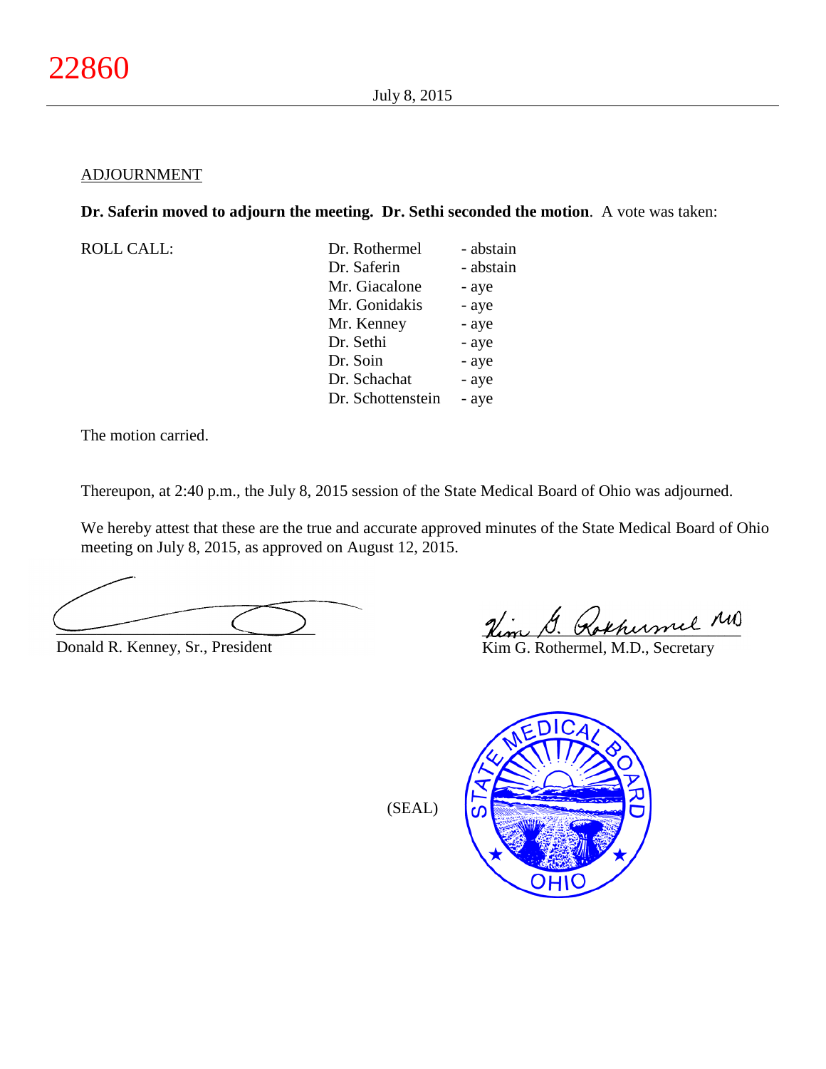ADJOURNMENT

**Dr. Saferin moved to adjourn the meeting. Dr. Sethi seconded the motion**. A vote was taken:

| | | |
|---|---|---|
| ROLL CALL: | Dr. Rothermel | - abstain |
| | Dr. Saferin | - abstain |
| | Mr. Giacalone | - aye |
| | Mr. Gonidakis | - aye |
| | Mr. Kenney | - aye |
| | Dr. Sethi | - aye |
| | Dr. Soin | - aye |
| | Dr. Schachat | - aye |
| | Dr. Schottenstein | - aye |

The motion carried.

Thereupon, at 2:40 p.m., the July 8, 2015 session of the State Medical Board of Ohio was adjourned.

We hereby attest that these are the true and accurate approved minutes of the State Medical Board of Ohio meeting on July 8, 2015, as approved on August 12, 2015.

Donald R. Kenney, Sr., President

Kim G. Rothermel, M.D., Secretary

(SEAL)